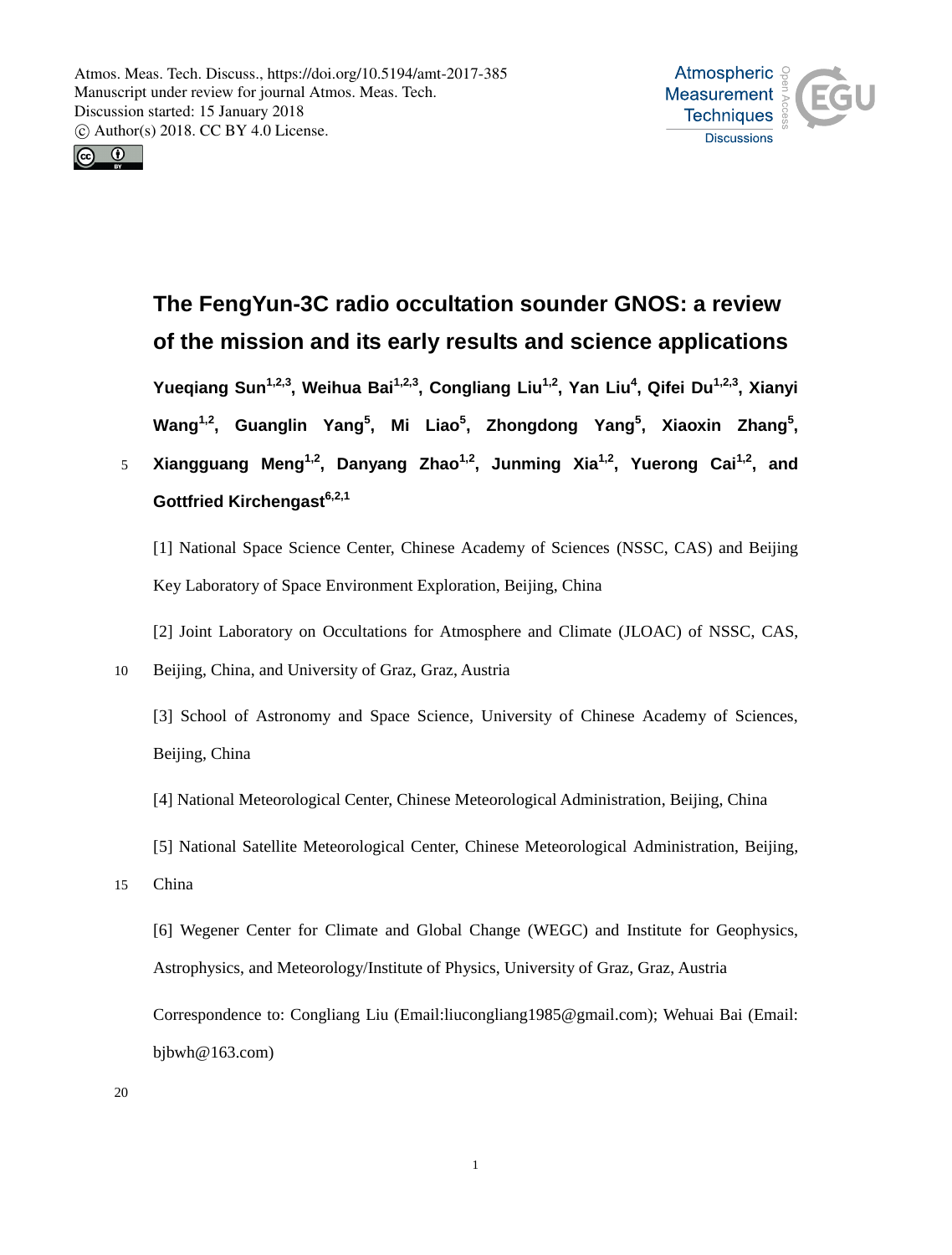# The FengYun-3C radio occultation sounder GNOS: a review of the mission and its early results and science applications

**Yueqiang Sun[1,2,3], Weihua Bai[1,2,3], Congliang Liu[1,2], Yan Liu[4], Qifei Du[1,2,3], Xianyi Wang[1,2], Guanglin Yang[5], Mi Liao[5], Zhongdong Yang[5], Xiaoxin Zhang[5], Xiangguang Meng[1,2], Danyang Zhao[1,2], Junming Xia[1,2], Yuerong Cai[1,2], and Gottfried Kirchengast[6,2,1]**

[1] National Space Science Center, Chinese Academy of Sciences (NSSC, CAS) and Beijing Key Laboratory of Space Environment Exploration, Beijing, China

[2] Joint Laboratory on Occultations for Atmosphere and Climate (JLOAC) of NSSC, CAS, Beijing, China, and University of Graz, Graz, Austria

[3] School of Astronomy and Space Science, University of Chinese Academy of Sciences, Beijing, China

[4] National Meteorological Center, Chinese Meteorological Administration, Beijing, China

[5] National Satellite Meteorological Center, Chinese Meteorological Administration, Beijing, China

[6] Wegener Center for Climate and Global Change (WEGC) and Institute for Geophysics, Astrophysics, and Meteorology/Institute of Physics, University of Graz, Graz, Austria

Correspondence to: Congliang Liu (Email:liucongliang1985@gmail.com); Wehuai Bai (Email: bjbwh@163.com)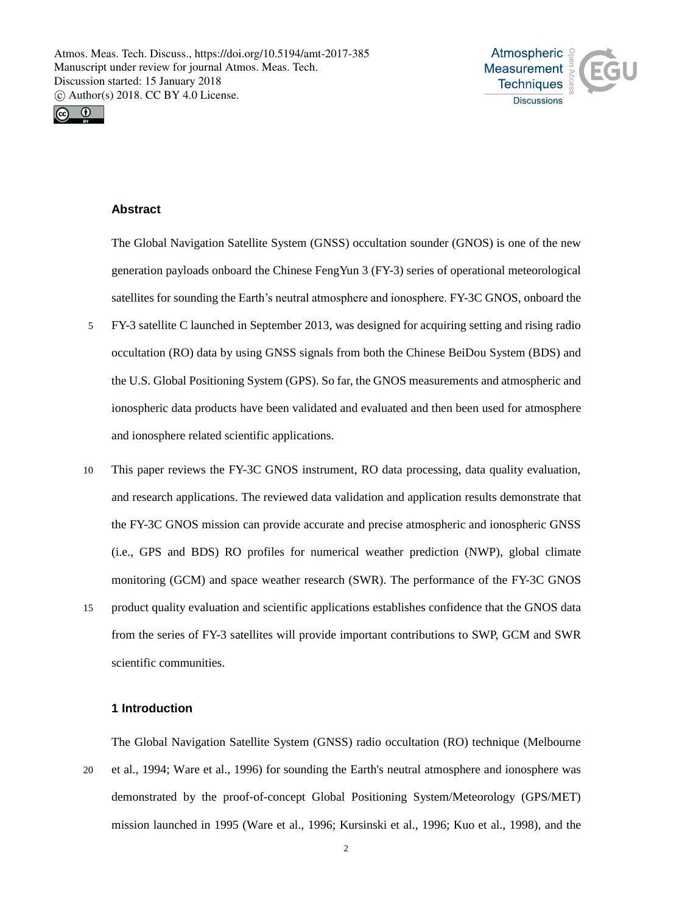## Abstract

The Global Navigation Satellite System (GNSS) occultation sounder (GNOS) is one of the new generation payloads onboard the Chinese FengYun 3 (FY-3) series of operational meteorological satellites for sounding the Earth's neutral atmosphere and ionosphere. FY-3C GNOS, onboard the FY-3 satellite C launched in September 2013, was designed for acquiring setting and rising radio occultation (RO) data by using GNSS signals from both the Chinese BeiDou System (BDS) and the U.S. Global Positioning System (GPS). So far, the GNOS measurements and atmospheric and ionospheric data products have been validated and evaluated and then been used for atmosphere and ionosphere related scientific applications.

This paper reviews the FY-3C GNOS instrument, RO data processing, data quality evaluation, and research applications. The reviewed data validation and application results demonstrate that the FY-3C GNOS mission can provide accurate and precise atmospheric and ionospheric GNSS (i.e., GPS and BDS) RO profiles for numerical weather prediction (NWP), global climate monitoring (GCM) and space weather research (SWR). The performance of the FY-3C GNOS product quality evaluation and scientific applications establishes confidence that the GNOS data from the series of FY-3 satellites will provide important contributions to SWP, GCM and SWR scientific communities.

## 1 Introduction

The Global Navigation Satellite System (GNSS) radio occultation (RO) technique (Melbourne et al., 1994; Ware et al., 1996) for sounding the Earth's neutral atmosphere and ionosphere was demonstrated by the proof-of-concept Global Positioning System/Meteorology (GPS/MET) mission launched in 1995 (Ware et al., 1996; Kursinski et al., 1996; Kuo et al., 1998), and the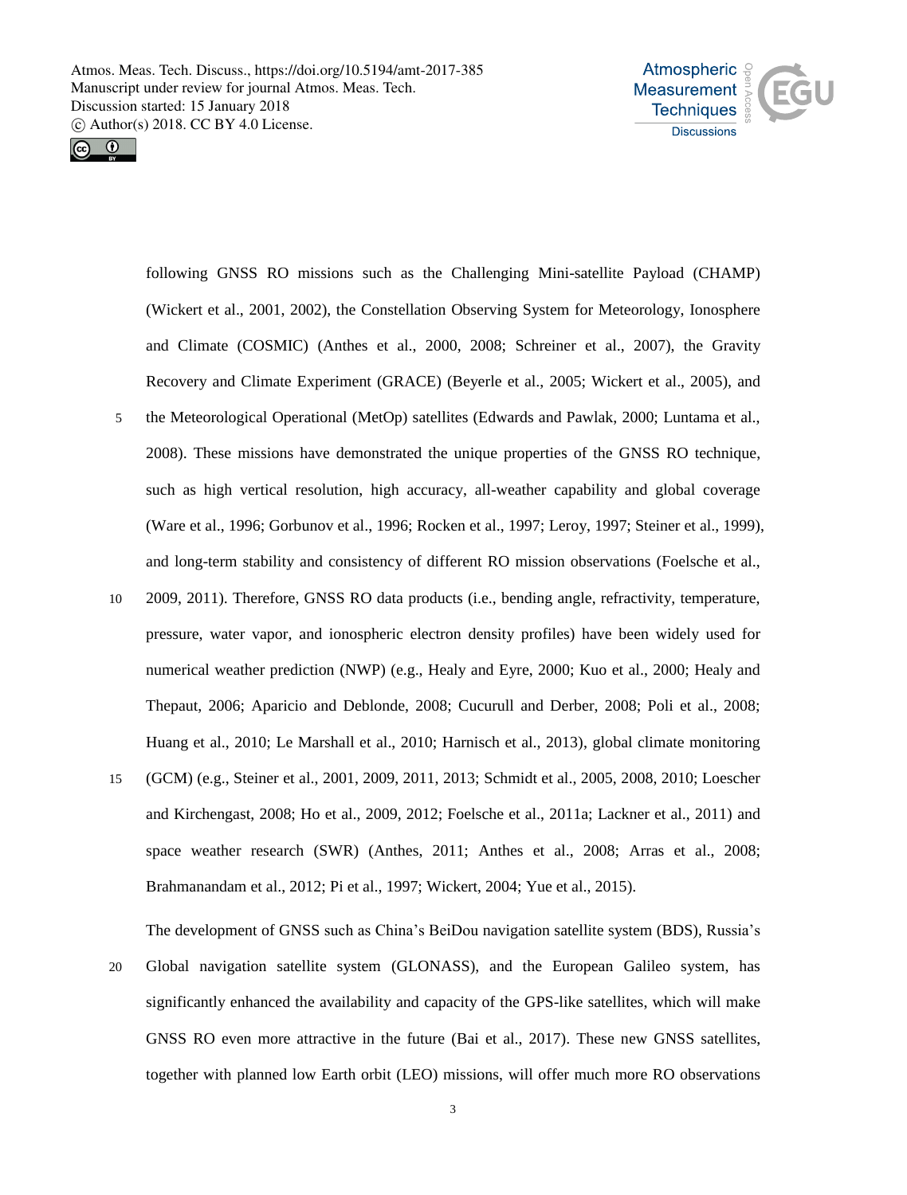following GNSS RO missions such as the Challenging Mini-satellite Payload (CHAMP) (Wickert et al., 2001, 2002), the Constellation Observing System for Meteorology, Ionosphere and Climate (COSMIC) (Anthes et al., 2000, 2008; Schreiner et al., 2007), the Gravity Recovery and Climate Experiment (GRACE) (Beyerle et al., 2005; Wickert et al., 2005), and the Meteorological Operational (MetOp) satellites (Edwards and Pawlak, 2000; Luntama et al., 2008). These missions have demonstrated the unique properties of the GNSS RO technique, such as high vertical resolution, high accuracy, all-weather capability and global coverage (Ware et al., 1996; Gorbunov et al., 1996; Rocken et al., 1997; Leroy, 1997; Steiner et al., 1999), and long-term stability and consistency of different RO mission observations (Foelsche et al., 2009, 2011). Therefore, GNSS RO data products (i.e., bending angle, refractivity, temperature, pressure, water vapor, and ionospheric electron density profiles) have been widely used for numerical weather prediction (NWP) (e.g., Healy and Eyre, 2000; Kuo et al., 2000; Healy and Thepaut, 2006; Aparicio and Deblonde, 2008; Cucurull and Derber, 2008; Poli et al., 2008; Huang et al., 2010; Le Marshall et al., 2010; Harnisch et al., 2013), global climate monitoring (GCM) (e.g., Steiner et al., 2001, 2009, 2011, 2013; Schmidt et al., 2005, 2008, 2010; Loescher and Kirchengast, 2008; Ho et al., 2009, 2012; Foelsche et al., 2011a; Lackner et al., 2011) and space weather research (SWR) (Anthes, 2011; Anthes et al., 2008; Arras et al., 2008; Brahmanandam et al., 2012; Pi et al., 1997; Wickert, 2004; Yue et al., 2015).

The development of GNSS such as China's BeiDou navigation satellite system (BDS), Russia's Global navigation satellite system (GLONASS), and the European Galileo system, has significantly enhanced the availability and capacity of the GPS-like satellites, which will make GNSS RO even more attractive in the future (Bai et al., 2017). These new GNSS satellites, together with planned low Earth orbit (LEO) missions, will offer much more RO observations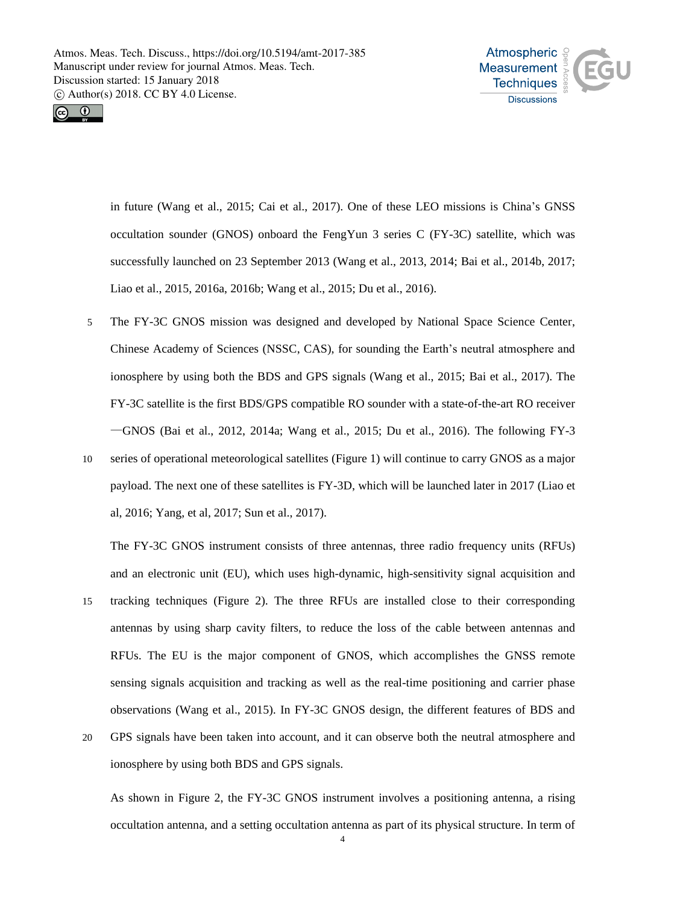in future (Wang et al., 2015; Cai et al., 2017). One of these LEO missions is China's GNSS occultation sounder (GNOS) onboard the FengYun 3 series C (FY-3C) satellite, which was successfully launched on 23 September 2013 (Wang et al., 2013, 2014; Bai et al., 2014b, 2017; Liao et al., 2015, 2016a, 2016b; Wang et al., 2015; Du et al., 2016).

The FY-3C GNOS mission was designed and developed by National Space Science Center, Chinese Academy of Sciences (NSSC, CAS), for sounding the Earth's neutral atmosphere and ionosphere by using both the BDS and GPS signals (Wang et al., 2015; Bai et al., 2017). The FY-3C satellite is the first BDS/GPS compatible RO sounder with a state-of-the-art RO receiver —GNOS (Bai et al., 2012, 2014a; Wang et al., 2015; Du et al., 2016). The following FY-3 series of operational meteorological satellites (Figure 1) will continue to carry GNOS as a major payload. The next one of these satellites is FY-3D, which will be launched later in 2017 (Liao et al, 2016; Yang, et al, 2017; Sun et al., 2017).

The FY-3C GNOS instrument consists of three antennas, three radio frequency units (RFUs) and an electronic unit (EU), which uses high-dynamic, high-sensitivity signal acquisition and tracking techniques (Figure 2). The three RFUs are installed close to their corresponding antennas by using sharp cavity filters, to reduce the loss of the cable between antennas and RFUs. The EU is the major component of GNOS, which accomplishes the GNSS remote sensing signals acquisition and tracking as well as the real-time positioning and carrier phase observations (Wang et al., 2015). In FY-3C GNOS design, the different features of BDS and GPS signals have been taken into account, and it can observe both the neutral atmosphere and ionosphere by using both BDS and GPS signals.

As shown in Figure 2, the FY-3C GNOS instrument involves a positioning antenna, a rising occultation antenna, and a setting occultation antenna as part of its physical structure. In term of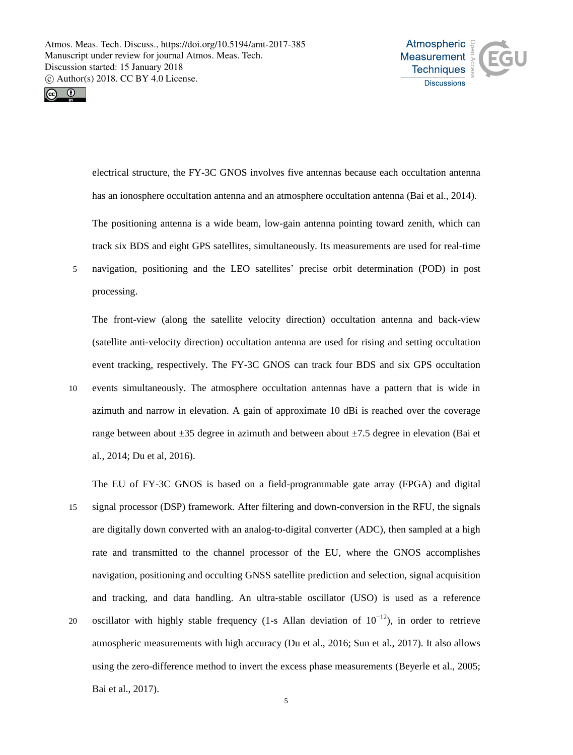electrical structure, the FY-3C GNOS involves five antennas because each occultation antenna has an ionosphere occultation antenna and an atmosphere occultation antenna (Bai et al., 2014).

The positioning antenna is a wide beam, low-gain antenna pointing toward zenith, which can track six BDS and eight GPS satellites, simultaneously. Its measurements are used for real-time navigation, positioning and the LEO satellites' precise orbit determination (POD) in post processing.

The front-view (along the satellite velocity direction) occultation antenna and back-view (satellite anti-velocity direction) occultation antenna are used for rising and setting occultation event tracking, respectively. The FY-3C GNOS can track four BDS and six GPS occultation events simultaneously. The atmosphere occultation antennas have a pattern that is wide in azimuth and narrow in elevation. A gain of approximate 10 dBi is reached over the coverage range between about ±35 degree in azimuth and between about ±7.5 degree in elevation (Bai et al., 2014; Du et al, 2016).

The EU of FY-3C GNOS is based on a field-programmable gate array (FPGA) and digital signal processor (DSP) framework. After filtering and down-conversion in the RFU, the signals are digitally down converted with an analog-to-digital converter (ADC), then sampled at a high rate and transmitted to the channel processor of the EU, where the GNOS accomplishes navigation, positioning and occulting GNSS satellite prediction and selection, signal acquisition and tracking, and data handling. An ultra-stable oscillator (USO) is used as a reference oscillator with highly stable frequency (1-s Allan deviation of $10^{-12}$), in order to retrieve atmospheric measurements with high accuracy (Du et al., 2016; Sun et al., 2017). It also allows using the zero-difference method to invert the excess phase measurements (Beyerle et al., 2005; Bai et al., 2017).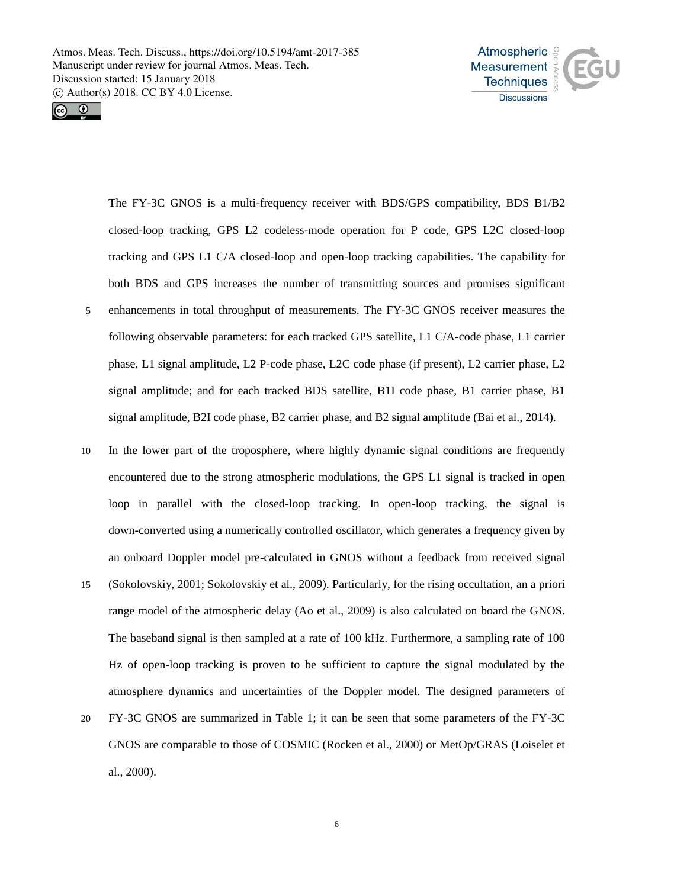The FY-3C GNOS is a multi-frequency receiver with BDS/GPS compatibility, BDS B1/B2 closed-loop tracking, GPS L2 codeless-mode operation for P code, GPS L2C closed-loop tracking and GPS L1 C/A closed-loop and open-loop tracking capabilities. The capability for both BDS and GPS increases the number of transmitting sources and promises significant enhancements in total throughput of measurements. The FY-3C GNOS receiver measures the following observable parameters: for each tracked GPS satellite, L1 C/A-code phase, L1 carrier phase, L1 signal amplitude, L2 P-code phase, L2C code phase (if present), L2 carrier phase, L2 signal amplitude; and for each tracked BDS satellite, B1I code phase, B1 carrier phase, B1 signal amplitude, B2I code phase, B2 carrier phase, and B2 signal amplitude (Bai et al., 2014).

In the lower part of the troposphere, where highly dynamic signal conditions are frequently encountered due to the strong atmospheric modulations, the GPS L1 signal is tracked in open loop in parallel with the closed-loop tracking. In open-loop tracking, the signal is down-converted using a numerically controlled oscillator, which generates a frequency given by an onboard Doppler model pre-calculated in GNOS without a feedback from received signal (Sokolovskiy, 2001; Sokolovskiy et al., 2009). Particularly, for the rising occultation, an a priori range model of the atmospheric delay (Ao et al., 2009) is also calculated on board the GNOS. The baseband signal is then sampled at a rate of 100 kHz. Furthermore, a sampling rate of 100 Hz of open-loop tracking is proven to be sufficient to capture the signal modulated by the atmosphere dynamics and uncertainties of the Doppler model. The designed parameters of FY-3C GNOS are summarized in Table 1; it can be seen that some parameters of the FY-3C GNOS are comparable to those of COSMIC (Rocken et al., 2000) or MetOp/GRAS (Loiselet et al., 2000).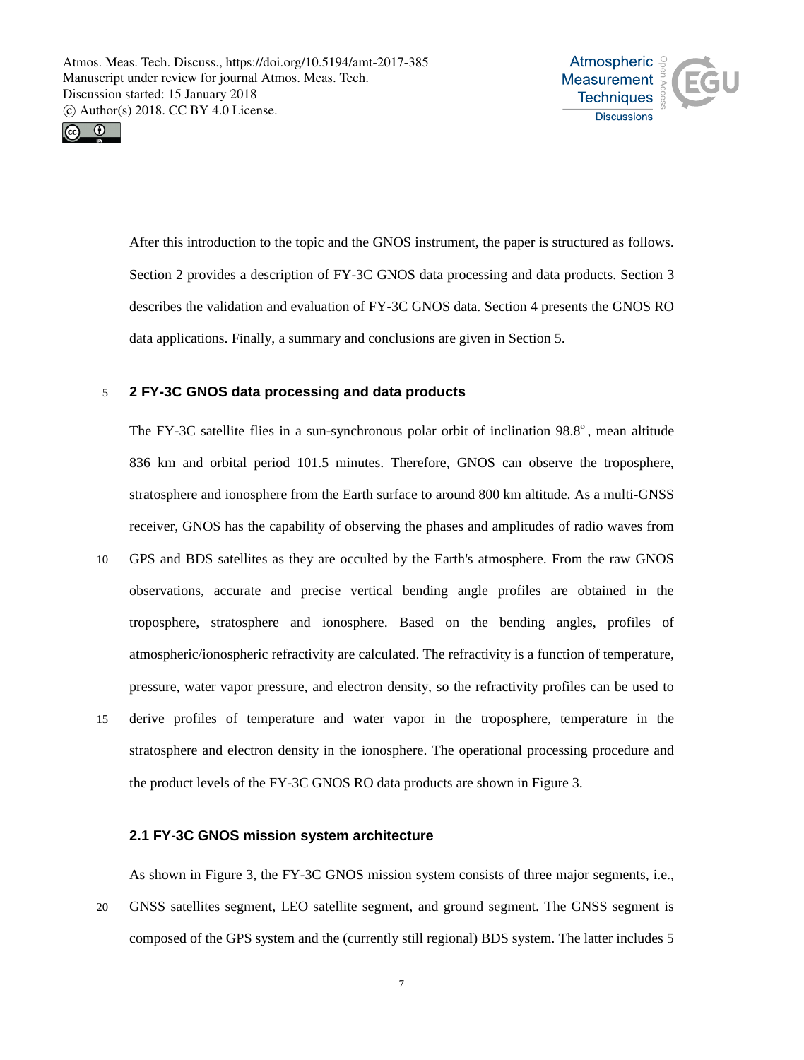After this introduction to the topic and the GNOS instrument, the paper is structured as follows. Section 2 provides a description of FY-3C GNOS data processing and data products. Section 3 describes the validation and evaluation of FY-3C GNOS data. Section 4 presents the GNOS RO data applications. Finally, a summary and conclusions are given in Section 5.

## 2 FY-3C GNOS data processing and data products

The FY-3C satellite flies in a sun-synchronous polar orbit of inclination 98.8°, mean altitude 836 km and orbital period 101.5 minutes. Therefore, GNOS can observe the troposphere, stratosphere and ionosphere from the Earth surface to around 800 km altitude. As a multi-GNSS receiver, GNOS has the capability of observing the phases and amplitudes of radio waves from GPS and BDS satellites as they are occulted by the Earth's atmosphere. From the raw GNOS observations, accurate and precise vertical bending angle profiles are obtained in the troposphere, stratosphere and ionosphere. Based on the bending angles, profiles of atmospheric/ionospheric refractivity are calculated. The refractivity is a function of temperature, pressure, water vapor pressure, and electron density, so the refractivity profiles can be used to derive profiles of temperature and water vapor in the troposphere, temperature in the stratosphere and electron density in the ionosphere. The operational processing procedure and the product levels of the FY-3C GNOS RO data products are shown in Figure 3.

### 2.1 FY-3C GNOS mission system architecture

As shown in Figure 3, the FY-3C GNOS mission system consists of three major segments, i.e., GNSS satellites segment, LEO satellite segment, and ground segment. The GNSS segment is composed of the GPS system and the (currently still regional) BDS system. The latter includes 5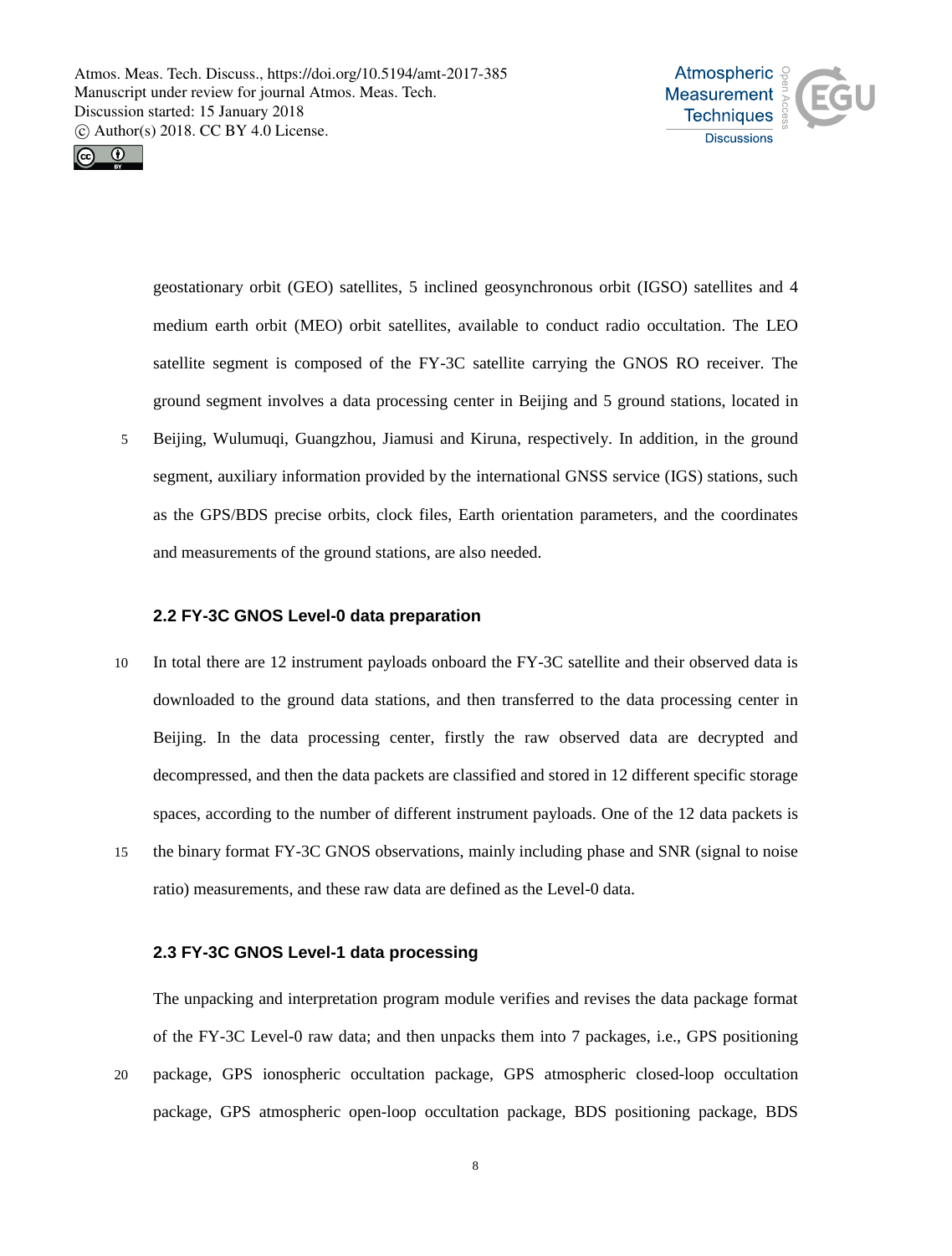geostationary orbit (GEO) satellites, 5 inclined geosynchronous orbit (IGSO) satellites and 4 medium earth orbit (MEO) orbit satellites, available to conduct radio occultation. The LEO satellite segment is composed of the FY-3C satellite carrying the GNOS RO receiver. The ground segment involves a data processing center in Beijing and 5 ground stations, located in Beijing, Wulumuqi, Guangzhou, Jiamusi and Kiruna, respectively. In addition, in the ground segment, auxiliary information provided by the international GNSS service (IGS) stations, such as the GPS/BDS precise orbits, clock files, Earth orientation parameters, and the coordinates and measurements of the ground stations, are also needed.

### 2.2 FY-3C GNOS Level-0 data preparation

In total there are 12 instrument payloads onboard the FY-3C satellite and their observed data is downloaded to the ground data stations, and then transferred to the data processing center in Beijing. In the data processing center, firstly the raw observed data are decrypted and decompressed, and then the data packets are classified and stored in 12 different specific storage spaces, according to the number of different instrument payloads. One of the 12 data packets is the binary format FY-3C GNOS observations, mainly including phase and SNR (signal to noise ratio) measurements, and these raw data are defined as the Level-0 data.

### 2.3 FY-3C GNOS Level-1 data processing

The unpacking and interpretation program module verifies and revises the data package format of the FY-3C Level-0 raw data; and then unpacks them into 7 packages, i.e., GPS positioning package, GPS ionospheric occultation package, GPS atmospheric closed-loop occultation package, GPS atmospheric open-loop occultation package, BDS positioning package, BDS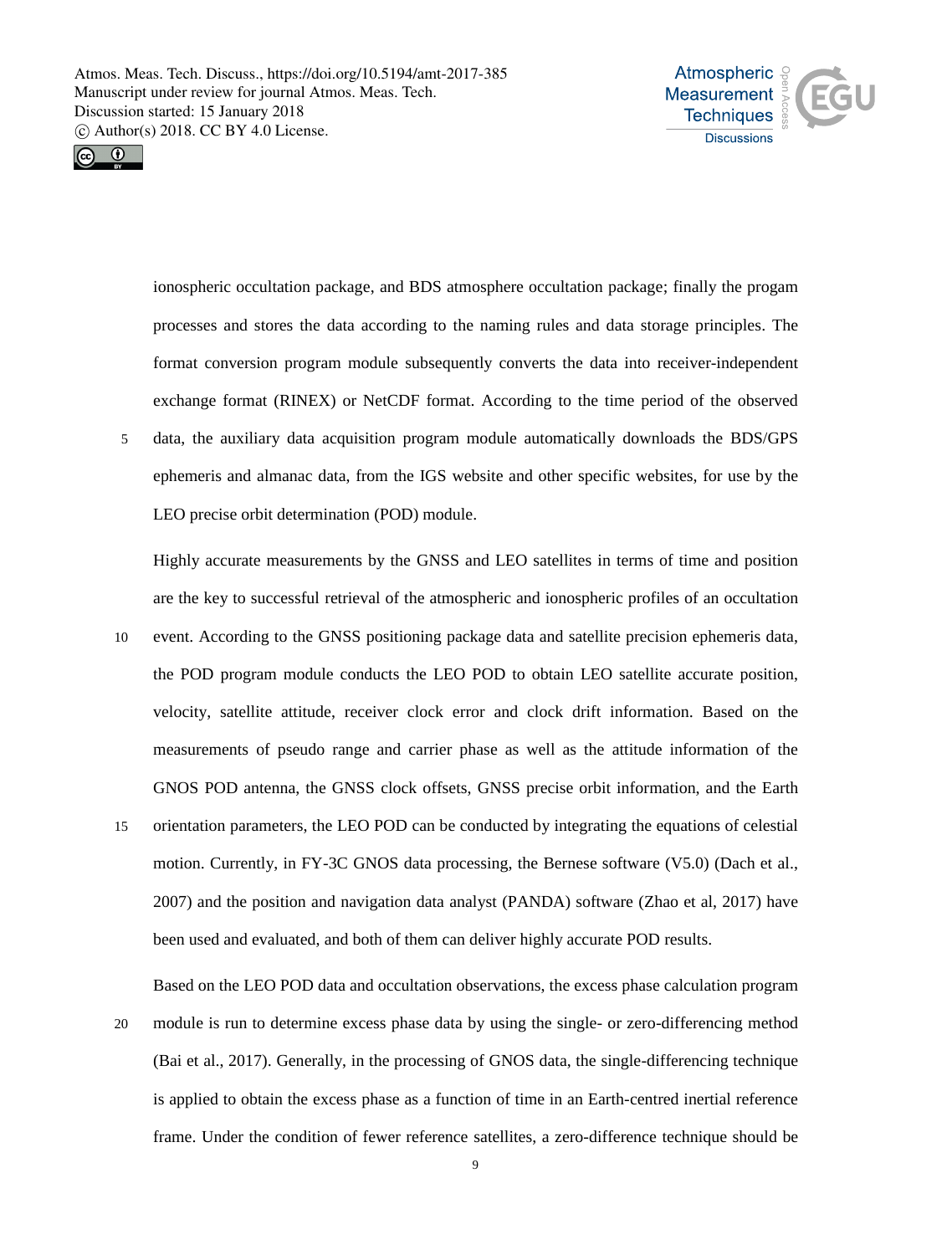ionospheric occultation package, and BDS atmosphere occultation package; finally the progam processes and stores the data according to the naming rules and data storage principles. The format conversion program module subsequently converts the data into receiver-independent exchange format (RINEX) or NetCDF format. According to the time period of the observed data, the auxiliary data acquisition program module automatically downloads the BDS/GPS ephemeris and almanac data, from the IGS website and other specific websites, for use by the LEO precise orbit determination (POD) module.

Highly accurate measurements by the GNSS and LEO satellites in terms of time and position are the key to successful retrieval of the atmospheric and ionospheric profiles of an occultation event. According to the GNSS positioning package data and satellite precision ephemeris data, the POD program module conducts the LEO POD to obtain LEO satellite accurate position, velocity, satellite attitude, receiver clock error and clock drift information. Based on the measurements of pseudo range and carrier phase as well as the attitude information of the GNOS POD antenna, the GNSS clock offsets, GNSS precise orbit information, and the Earth orientation parameters, the LEO POD can be conducted by integrating the equations of celestial motion. Currently, in FY-3C GNOS data processing, the Bernese software (V5.0) (Dach et al., 2007) and the position and navigation data analyst (PANDA) software (Zhao et al, 2017) have been used and evaluated, and both of them can deliver highly accurate POD results.

Based on the LEO POD data and occultation observations, the excess phase calculation program module is run to determine excess phase data by using the single- or zero-differencing method (Bai et al., 2017). Generally, in the processing of GNOS data, the single-differencing technique is applied to obtain the excess phase as a function of time in an Earth-centred inertial reference frame. Under the condition of fewer reference satellites, a zero-difference technique should be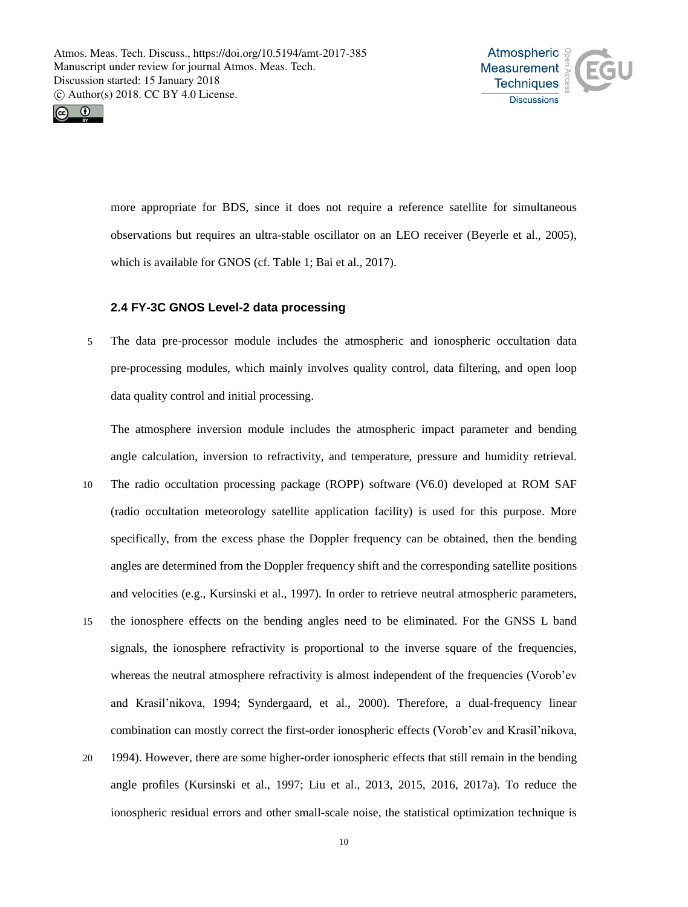more appropriate for BDS, since it does not require a reference satellite for simultaneous observations but requires an ultra-stable oscillator on an LEO receiver (Beyerle et al., 2005), which is available for GNOS (cf. Table 1; Bai et al., 2017).

### 2.4 FY-3C GNOS Level-2 data processing

The data pre-processor module includes the atmospheric and ionospheric occultation data pre-processing modules, which mainly involves quality control, data filtering, and open loop data quality control and initial processing.

The atmosphere inversion module includes the atmospheric impact parameter and bending angle calculation, inversion to refractivity, and temperature, pressure and humidity retrieval. The radio occultation processing package (ROPP) software (V6.0) developed at ROM SAF (radio occultation meteorology satellite application facility) is used for this purpose. More specifically, from the excess phase the Doppler frequency can be obtained, then the bending angles are determined from the Doppler frequency shift and the corresponding satellite positions and velocities (e.g., Kursinski et al., 1997). In order to retrieve neutral atmospheric parameters, the ionosphere effects on the bending angles need to be eliminated. For the GNSS L band signals, the ionosphere refractivity is proportional to the inverse square of the frequencies, whereas the neutral atmosphere refractivity is almost independent of the frequencies (Vorob'ev and Krasil'nikova, 1994; Syndergaard, et al., 2000). Therefore, a dual-frequency linear combination can mostly correct the first-order ionospheric effects (Vorob'ev and Krasil'nikova, 1994). However, there are some higher-order ionospheric effects that still remain in the bending angle profiles (Kursinski et al., 1997; Liu et al., 2013, 2015, 2016, 2017a). To reduce the ionospheric residual errors and other small-scale noise, the statistical optimization technique is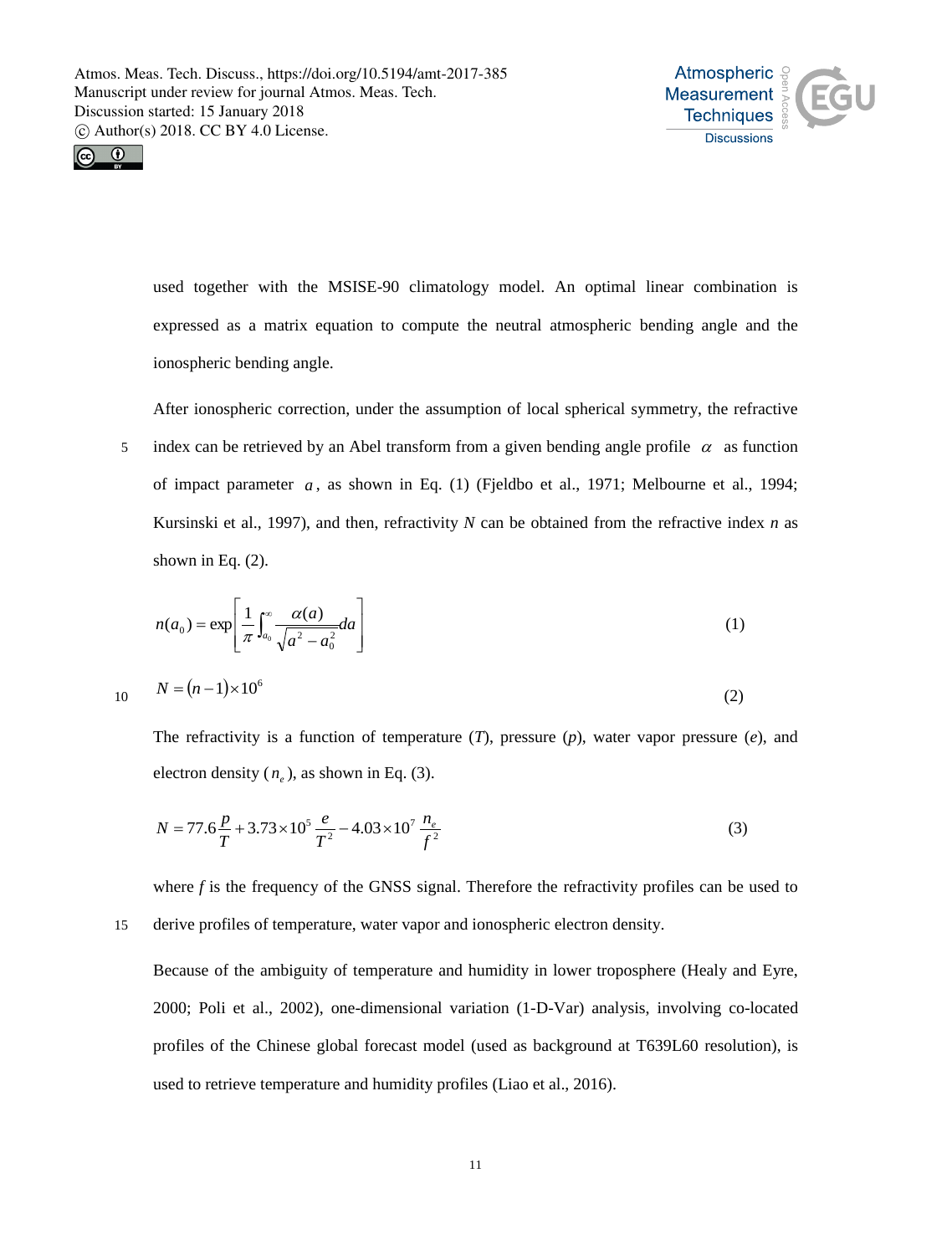used together with the MSISE-90 climatology model. An optimal linear combination is expressed as a matrix equation to compute the neutral atmospheric bending angle and the ionospheric bending angle.

After ionospheric correction, under the assumption of local spherical symmetry, the refractive index can be retrieved by an Abel transform from a given bending angle profile $\alpha$ as function of impact parameter $a$, as shown in Eq. (1) (Fjeldbo et al., 1971; Melbourne et al., 1994; Kursinski et al., 1997), and then, refractivity $N$ can be obtained from the refractive index $n$ as shown in Eq. (2).

$$n(a_0) = \exp\left[\frac{1}{\pi}\int_{a_0}^{\infty}\frac{\alpha(a)}{\sqrt{a^2 - a_0^2}}da\right] \tag{1}$$

$$N = (n-1)\times 10^6 \tag{2}$$

The refractivity is a function of temperature ($T$), pressure ($p$), water vapor pressure ($e$), and electron density ($n_e$), as shown in Eq. (3).

$$N = 77.6\frac{p}{T} + 3.73\times 10^5 \frac{e}{T^2} - 4.03\times 10^7 \frac{n_e}{f^2} \tag{3}$$

where $f$ is the frequency of the GNSS signal. Therefore the refractivity profiles can be used to derive profiles of temperature, water vapor and ionospheric electron density.

Because of the ambiguity of temperature and humidity in lower troposphere (Healy and Eyre, 2000; Poli et al., 2002), one-dimensional variation (1-D-Var) analysis, involving co-located profiles of the Chinese global forecast model (used as background at T639L60 resolution), is used to retrieve temperature and humidity profiles (Liao et al., 2016).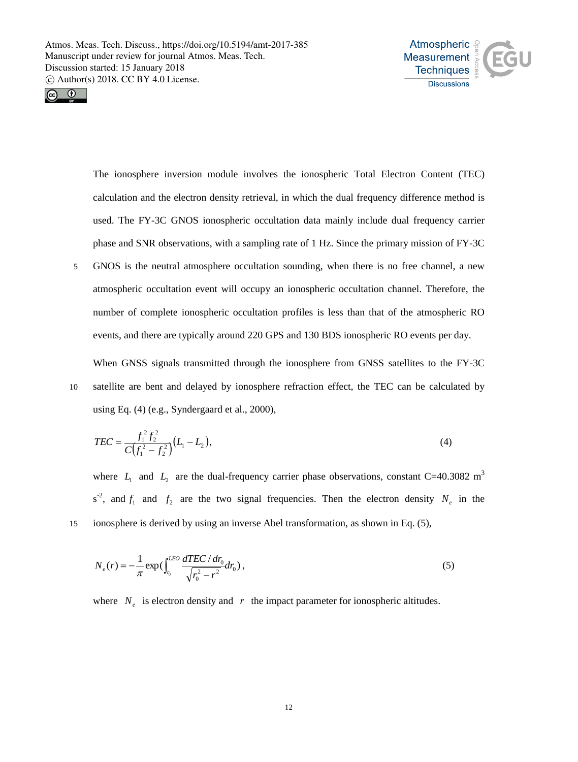The ionosphere inversion module involves the ionospheric Total Electron Content (TEC) calculation and the electron density retrieval, in which the dual frequency difference method is used. The FY-3C GNOS ionospheric occultation data mainly include dual frequency carrier phase and SNR observations, with a sampling rate of 1 Hz. Since the primary mission of FY-3C GNOS is the neutral atmosphere occultation sounding, when there is no free channel, a new atmospheric occultation event will occupy an ionospheric occultation channel. Therefore, the number of complete ionospheric occultation profiles is less than that of the atmospheric RO events, and there are typically around 220 GPS and 130 BDS ionospheric RO events per day.

When GNSS signals transmitted through the ionosphere from GNSS satellites to the FY-3C satellite are bent and delayed by ionosphere refraction effect, the TEC can be calculated by using Eq. (4) (e.g., Syndergaard et al., 2000),

$$TEC = \frac{f_1^2 f_2^2}{C\left(f_1^2 - f_2^2\right)}\left(L_1 - L_2\right), \tag{4}$$

where $L_1$ and $L_2$ are the dual-frequency carrier phase observations, constant C=40.3082 $m^3$ $s^{-2}$, and $f_1$ and $f_2$ are the two signal frequencies. Then the electron density $N_e$ in the ionosphere is derived by using an inverse Abel transformation, as shown in Eq. (5),

$$N_e(r) = -\frac{1}{\pi}\exp\left(\int_{r_0}^{LEO} \frac{dTEC/dr_0}{\sqrt{r_0^2 - r^2}} dr_0\right), \tag{5}$$

where $N_e$ is electron density and $r$ the impact parameter for ionospheric altitudes.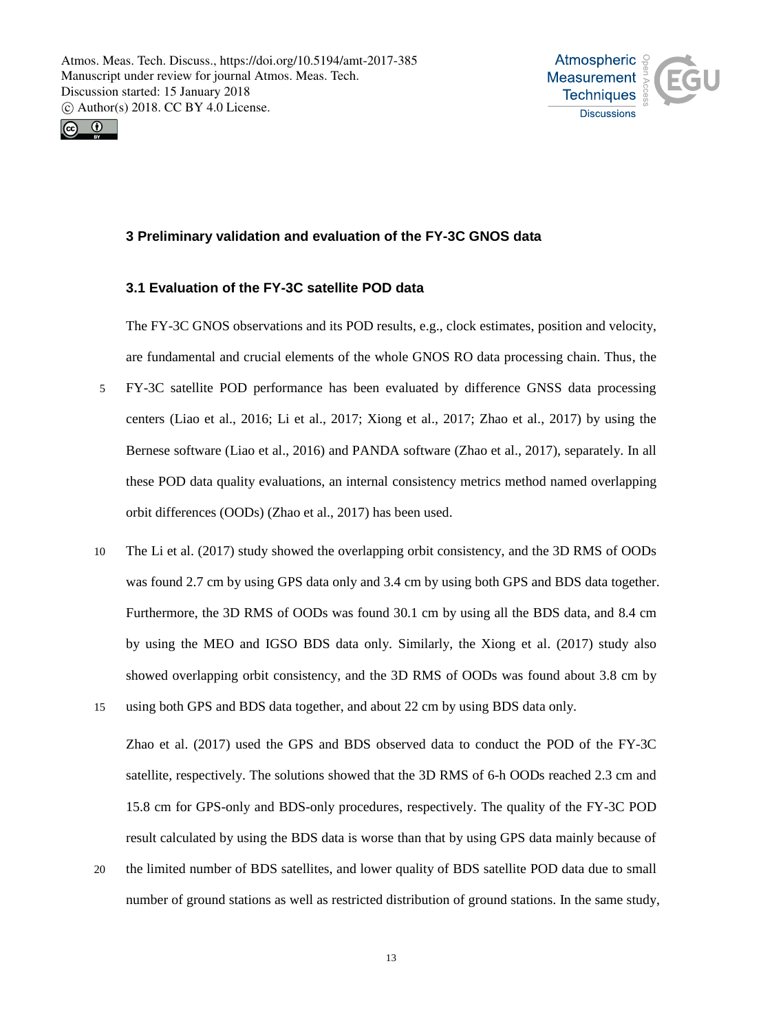## 3 Preliminary validation and evaluation of the FY-3C GNOS data

### 3.1 Evaluation of the FY-3C satellite POD data

The FY-3C GNOS observations and its POD results, e.g., clock estimates, position and velocity, are fundamental and crucial elements of the whole GNOS RO data processing chain. Thus, the FY-3C satellite POD performance has been evaluated by difference GNSS data processing centers (Liao et al., 2016; Li et al., 2017; Xiong et al., 2017; Zhao et al., 2017) by using the Bernese software (Liao et al., 2016) and PANDA software (Zhao et al., 2017), separately. In all these POD data quality evaluations, an internal consistency metrics method named overlapping orbit differences (OODs) (Zhao et al., 2017) has been used.

The Li et al. (2017) study showed the overlapping orbit consistency, and the 3D RMS of OODs was found 2.7 cm by using GPS data only and 3.4 cm by using both GPS and BDS data together. Furthermore, the 3D RMS of OODs was found 30.1 cm by using all the BDS data, and 8.4 cm by using the MEO and IGSO BDS data only. Similarly, the Xiong et al. (2017) study also showed overlapping orbit consistency, and the 3D RMS of OODs was found about 3.8 cm by using both GPS and BDS data together, and about 22 cm by using BDS data only.

Zhao et al. (2017) used the GPS and BDS observed data to conduct the POD of the FY-3C satellite, respectively. The solutions showed that the 3D RMS of 6-h OODs reached 2.3 cm and 15.8 cm for GPS-only and BDS-only procedures, respectively. The quality of the FY-3C POD result calculated by using the BDS data is worse than that by using GPS data mainly because of the limited number of BDS satellites, and lower quality of BDS satellite POD data due to small number of ground stations as well as restricted distribution of ground stations. In the same study,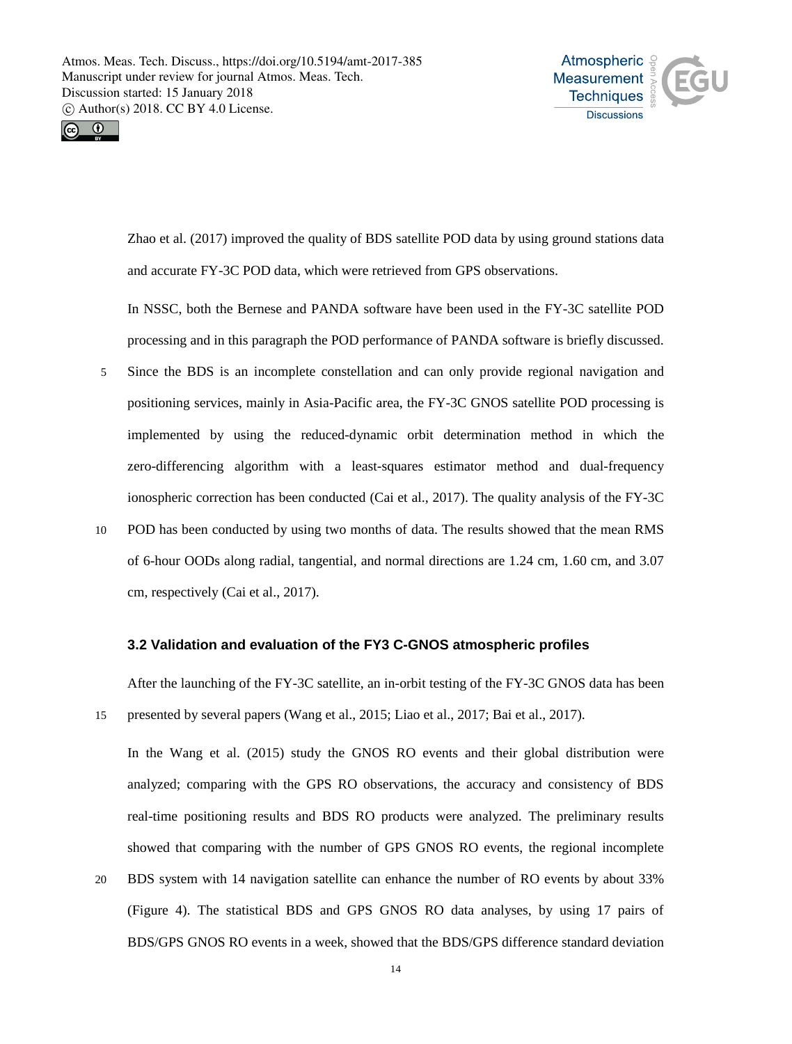Zhao et al. (2017) improved the quality of BDS satellite POD data by using ground stations data and accurate FY-3C POD data, which were retrieved from GPS observations.

In NSSC, both the Bernese and PANDA software have been used in the FY-3C satellite POD processing and in this paragraph the POD performance of PANDA software is briefly discussed. Since the BDS is an incomplete constellation and can only provide regional navigation and positioning services, mainly in Asia-Pacific area, the FY-3C GNOS satellite POD processing is implemented by using the reduced-dynamic orbit determination method in which the zero-differencing algorithm with a least-squares estimator method and dual-frequency ionospheric correction has been conducted (Cai et al., 2017). The quality analysis of the FY-3C POD has been conducted by using two months of data. The results showed that the mean RMS of 6-hour OODs along radial, tangential, and normal directions are 1.24 cm, 1.60 cm, and 3.07 cm, respectively (Cai et al., 2017).

### 3.2 Validation and evaluation of the FY3 C-GNOS atmospheric profiles

After the launching of the FY-3C satellite, an in-orbit testing of the FY-3C GNOS data has been presented by several papers (Wang et al., 2015; Liao et al., 2017; Bai et al., 2017).

In the Wang et al. (2015) study the GNOS RO events and their global distribution were analyzed; comparing with the GPS RO observations, the accuracy and consistency of BDS real-time positioning results and BDS RO products were analyzed. The preliminary results showed that comparing with the number of GPS GNOS RO events, the regional incomplete BDS system with 14 navigation satellite can enhance the number of RO events by about 33% (Figure 4). The statistical BDS and GPS GNOS RO data analyses, by using 17 pairs of BDS/GPS GNOS RO events in a week, showed that the BDS/GPS difference standard deviation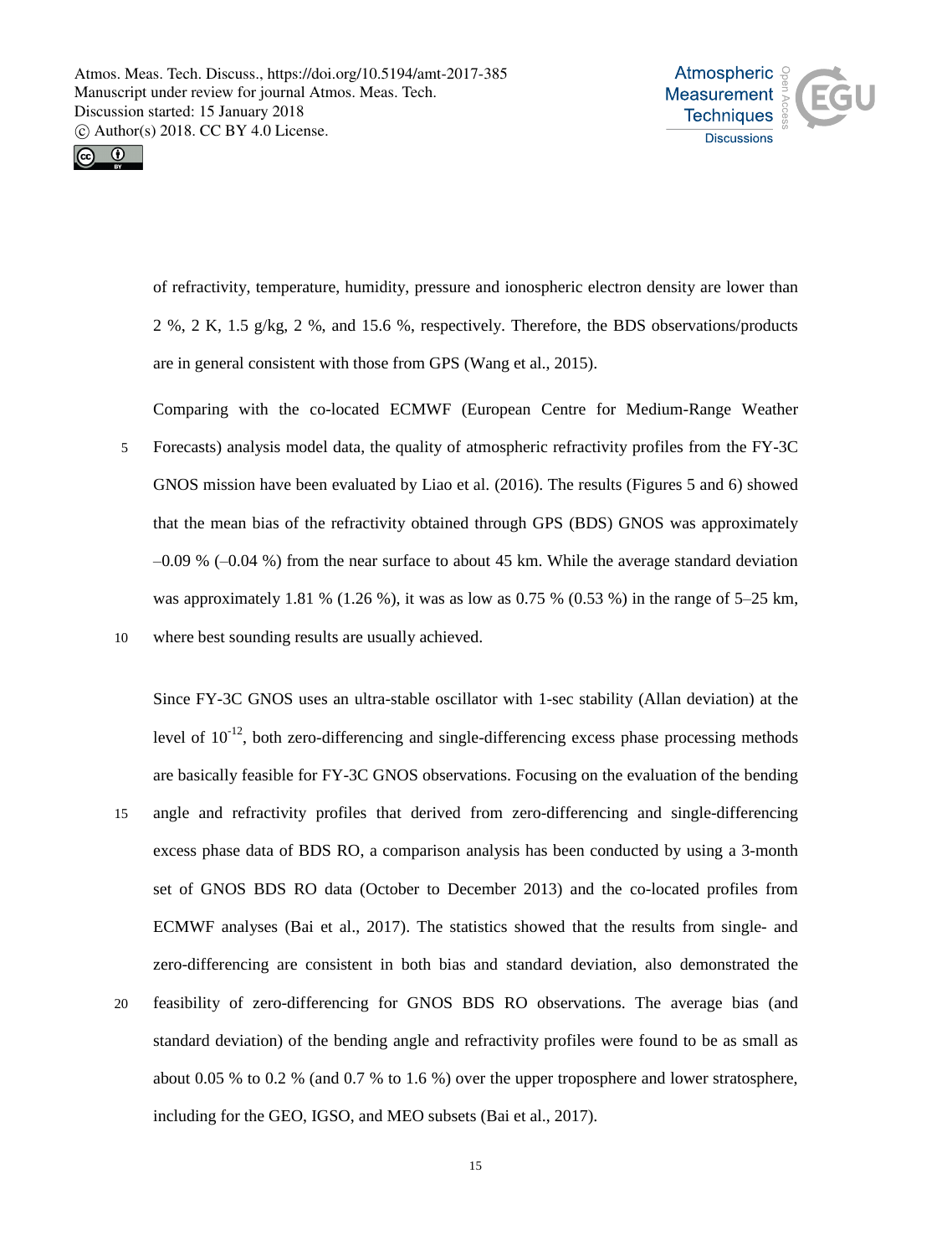of refractivity, temperature, humidity, pressure and ionospheric electron density are lower than 2 %, 2 K, 1.5 g/kg, 2 %, and 15.6 %, respectively. Therefore, the BDS observations/products are in general consistent with those from GPS (Wang et al., 2015).

Comparing with the co-located ECMWF (European Centre for Medium-Range Weather Forecasts) analysis model data, the quality of atmospheric refractivity profiles from the FY-3C GNOS mission have been evaluated by Liao et al. (2016). The results (Figures 5 and 6) showed that the mean bias of the refractivity obtained through GPS (BDS) GNOS was approximately –0.09 % (–0.04 %) from the near surface to about 45 km. While the average standard deviation was approximately 1.81 % (1.26 %), it was as low as 0.75 % (0.53 %) in the range of 5–25 km, where best sounding results are usually achieved.

Since FY-3C GNOS uses an ultra-stable oscillator with 1-sec stability (Allan deviation) at the level of $10^{-12}$, both zero-differencing and single-differencing excess phase processing methods are basically feasible for FY-3C GNOS observations. Focusing on the evaluation of the bending angle and refractivity profiles that derived from zero-differencing and single-differencing excess phase data of BDS RO, a comparison analysis has been conducted by using a 3-month set of GNOS BDS RO data (October to December 2013) and the co-located profiles from ECMWF analyses (Bai et al., 2017). The statistics showed that the results from single- and zero-differencing are consistent in both bias and standard deviation, also demonstrated the feasibility of zero-differencing for GNOS BDS RO observations. The average bias (and standard deviation) of the bending angle and refractivity profiles were found to be as small as about 0.05 % to 0.2 % (and 0.7 % to 1.6 %) over the upper troposphere and lower stratosphere, including for the GEO, IGSO, and MEO subsets (Bai et al., 2017).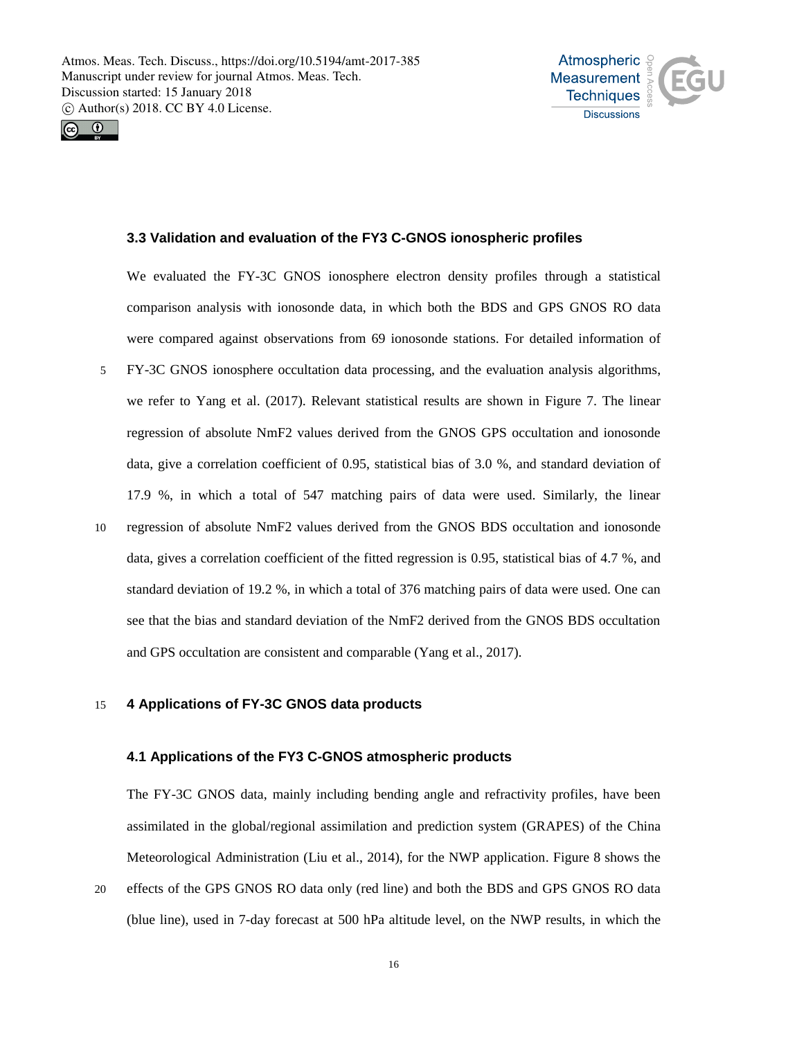### 3.3 Validation and evaluation of the FY3 C-GNOS ionospheric profiles

We evaluated the FY-3C GNOS ionosphere electron density profiles through a statistical comparison analysis with ionosonde data, in which both the BDS and GPS GNOS RO data were compared against observations from 69 ionosonde stations. For detailed information of FY-3C GNOS ionosphere occultation data processing, and the evaluation analysis algorithms, we refer to Yang et al. (2017). Relevant statistical results are shown in Figure 7. The linear regression of absolute NmF2 values derived from the GNOS GPS occultation and ionosonde data, give a correlation coefficient of 0.95, statistical bias of 3.0 %, and standard deviation of 17.9 %, in which a total of 547 matching pairs of data were used. Similarly, the linear regression of absolute NmF2 values derived from the GNOS BDS occultation and ionosonde data, gives a correlation coefficient of the fitted regression is 0.95, statistical bias of 4.7 %, and standard deviation of 19.2 %, in which a total of 376 matching pairs of data were used. One can see that the bias and standard deviation of the NmF2 derived from the GNOS BDS occultation and GPS occultation are consistent and comparable (Yang et al., 2017).

## 4 Applications of FY-3C GNOS data products

### 4.1 Applications of the FY3 C-GNOS atmospheric products

The FY-3C GNOS data, mainly including bending angle and refractivity profiles, have been assimilated in the global/regional assimilation and prediction system (GRAPES) of the China Meteorological Administration (Liu et al., 2014), for the NWP application. Figure 8 shows the effects of the GPS GNOS RO data only (red line) and both the BDS and GPS GNOS RO data (blue line), used in 7-day forecast at 500 hPa altitude level, on the NWP results, in which the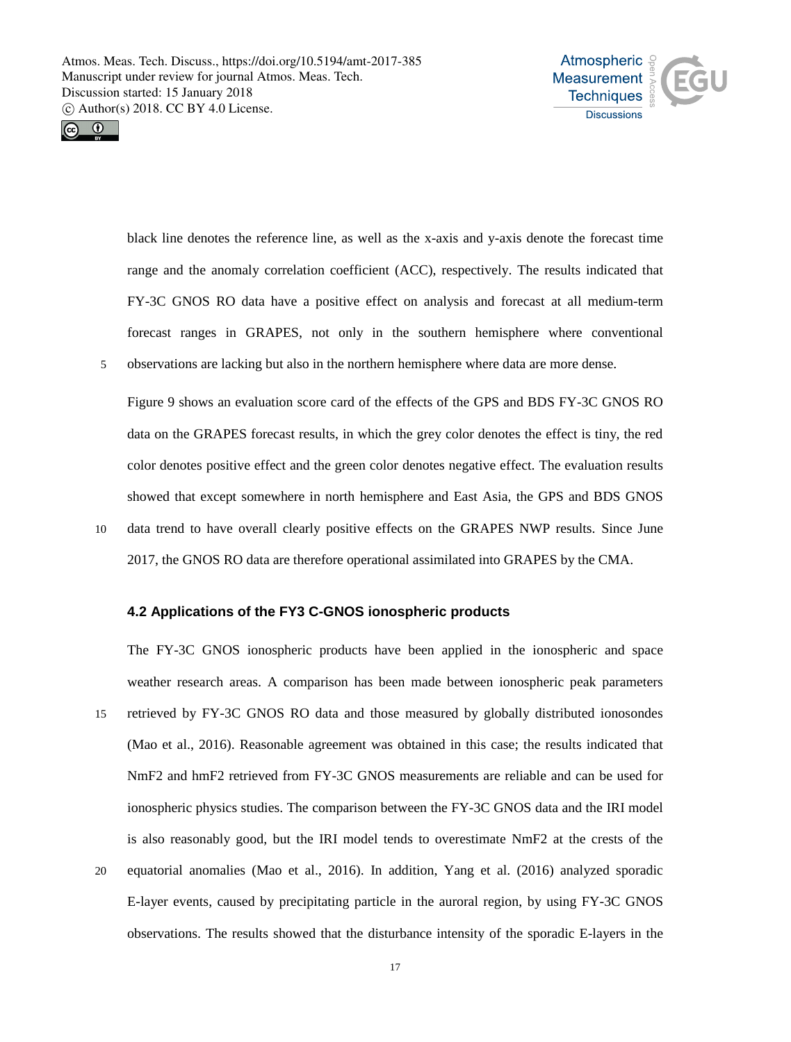black line denotes the reference line, as well as the x-axis and y-axis denote the forecast time range and the anomaly correlation coefficient (ACC), respectively. The results indicated that FY-3C GNOS RO data have a positive effect on analysis and forecast at all medium-term forecast ranges in GRAPES, not only in the southern hemisphere where conventional observations are lacking but also in the northern hemisphere where data are more dense.

Figure 9 shows an evaluation score card of the effects of the GPS and BDS FY-3C GNOS RO data on the GRAPES forecast results, in which the grey color denotes the effect is tiny, the red color denotes positive effect and the green color denotes negative effect. The evaluation results showed that except somewhere in north hemisphere and East Asia, the GPS and BDS GNOS data trend to have overall clearly positive effects on the GRAPES NWP results. Since June 2017, the GNOS RO data are therefore operational assimilated into GRAPES by the CMA.

### 4.2 Applications of the FY3 C-GNOS ionospheric products

The FY-3C GNOS ionospheric products have been applied in the ionospheric and space weather research areas. A comparison has been made between ionospheric peak parameters retrieved by FY-3C GNOS RO data and those measured by globally distributed ionosondes (Mao et al., 2016). Reasonable agreement was obtained in this case; the results indicated that NmF2 and hmF2 retrieved from FY-3C GNOS measurements are reliable and can be used for ionospheric physics studies. The comparison between the FY-3C GNOS data and the IRI model is also reasonably good, but the IRI model tends to overestimate NmF2 at the crests of the equatorial anomalies (Mao et al., 2016). In addition, Yang et al. (2016) analyzed sporadic E-layer events, caused by precipitating particle in the auroral region, by using FY-3C GNOS observations. The results showed that the disturbance intensity of the sporadic E-layers in the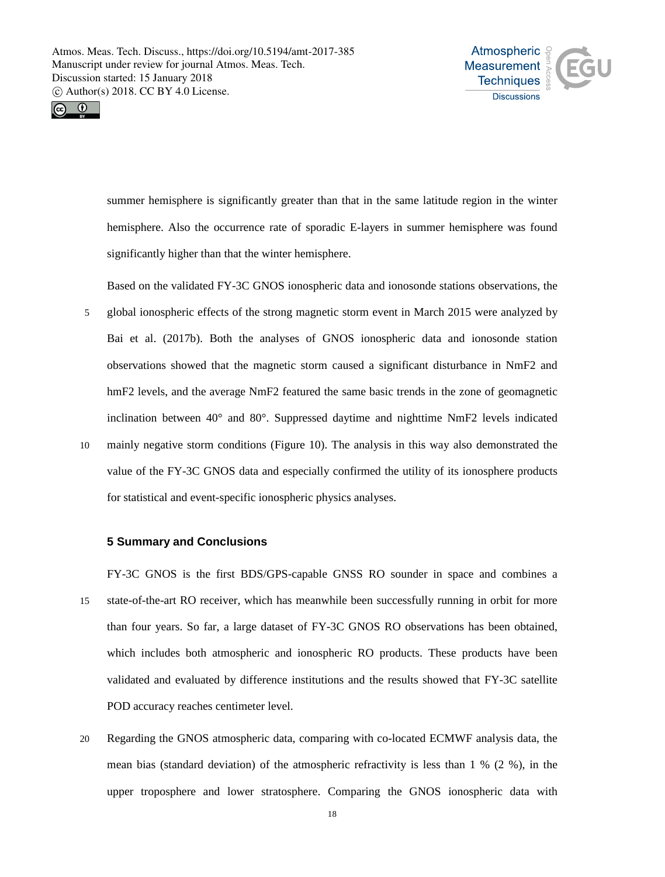summer hemisphere is significantly greater than that in the same latitude region in the winter hemisphere. Also the occurrence rate of sporadic E-layers in summer hemisphere was found significantly higher than that the winter hemisphere.

Based on the validated FY-3C GNOS ionospheric data and ionosonde stations observations, the global ionospheric effects of the strong magnetic storm event in March 2015 were analyzed by Bai et al. (2017b). Both the analyses of GNOS ionospheric data and ionosonde station observations showed that the magnetic storm caused a significant disturbance in NmF2 and hmF2 levels, and the average NmF2 featured the same basic trends in the zone of geomagnetic inclination between 40° and 80°. Suppressed daytime and nighttime NmF2 levels indicated mainly negative storm conditions (Figure 10). The analysis in this way also demonstrated the value of the FY-3C GNOS data and especially confirmed the utility of its ionosphere products for statistical and event-specific ionospheric physics analyses.

## 5 Summary and Conclusions

FY-3C GNOS is the first BDS/GPS-capable GNSS RO sounder in space and combines a state-of-the-art RO receiver, which has meanwhile been successfully running in orbit for more than four years. So far, a large dataset of FY-3C GNOS RO observations has been obtained, which includes both atmospheric and ionospheric RO products. These products have been validated and evaluated by difference institutions and the results showed that FY-3C satellite POD accuracy reaches centimeter level.

Regarding the GNOS atmospheric data, comparing with co-located ECMWF analysis data, the mean bias (standard deviation) of the atmospheric refractivity is less than 1 % (2 %), in the upper troposphere and lower stratosphere. Comparing the GNOS ionospheric data with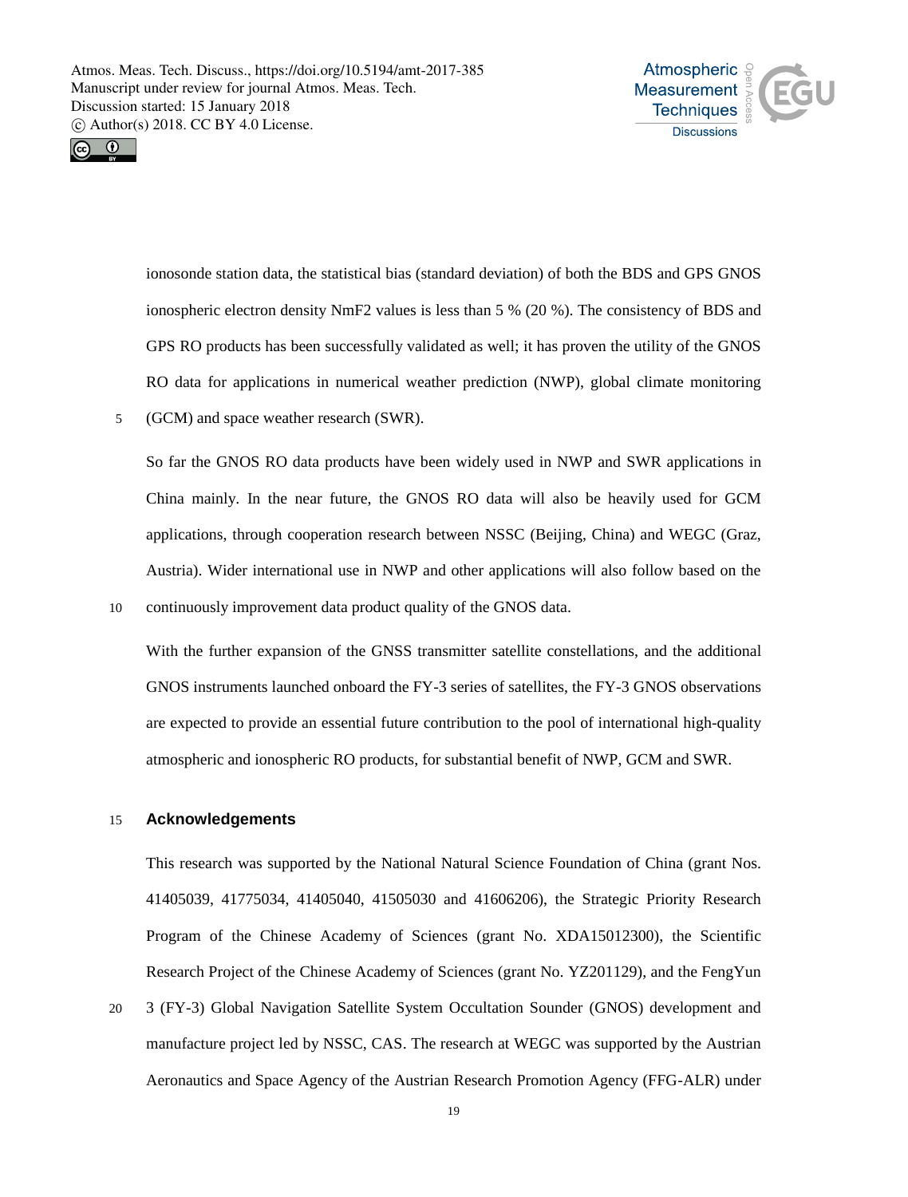ionosonde station data, the statistical bias (standard deviation) of both the BDS and GPS GNOS ionospheric electron density NmF2 values is less than 5 % (20 %). The consistency of BDS and GPS RO products has been successfully validated as well; it has proven the utility of the GNOS RO data for applications in numerical weather prediction (NWP), global climate monitoring (GCM) and space weather research (SWR).

So far the GNOS RO data products have been widely used in NWP and SWR applications in China mainly. In the near future, the GNOS RO data will also be heavily used for GCM applications, through cooperation research between NSSC (Beijing, China) and WEGC (Graz, Austria). Wider international use in NWP and other applications will also follow based on the continuously improvement data product quality of the GNOS data.

With the further expansion of the GNSS transmitter satellite constellations, and the additional GNOS instruments launched onboard the FY-3 series of satellites, the FY-3 GNOS observations are expected to provide an essential future contribution to the pool of international high-quality atmospheric and ionospheric RO products, for substantial benefit of NWP, GCM and SWR.

## Acknowledgements

This research was supported by the National Natural Science Foundation of China (grant Nos. 41405039, 41775034, 41405040, 41505030 and 41606206), the Strategic Priority Research Program of the Chinese Academy of Sciences (grant No. XDA15012300), the Scientific Research Project of the Chinese Academy of Sciences (grant No. YZ201129), and the FengYun 3 (FY-3) Global Navigation Satellite System Occultation Sounder (GNOS) development and manufacture project led by NSSC, CAS. The research at WEGC was supported by the Austrian Aeronautics and Space Agency of the Austrian Research Promotion Agency (FFG-ALR) under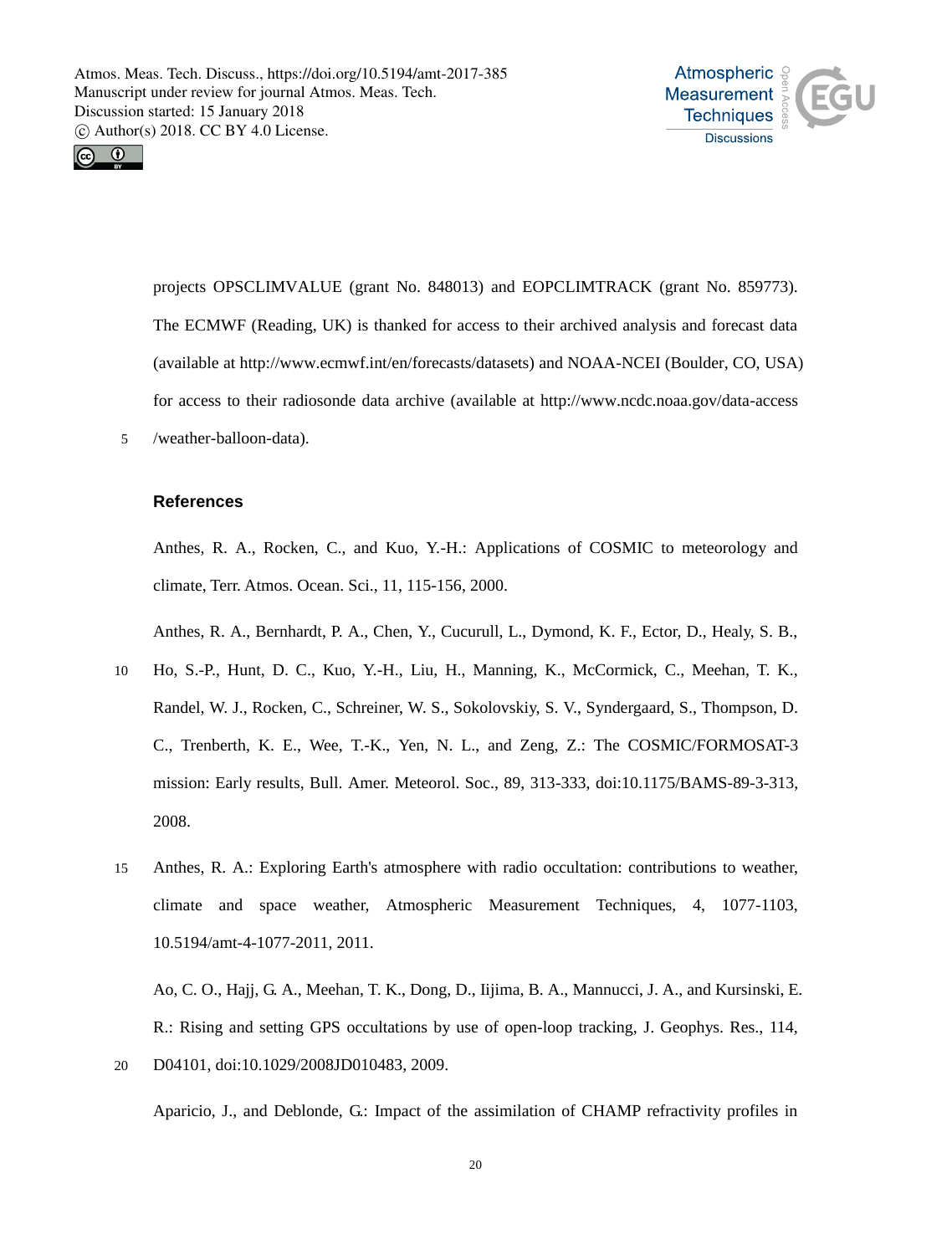projects OPSCLIMVALUE (grant No. 848013) and EOPCLIMTRACK (grant No. 859773). The ECMWF (Reading, UK) is thanked for access to their archived analysis and forecast data (available at http://www.ecmwf.int/en/forecasts/datasets) and NOAA-NCEI (Boulder, CO, USA) for access to their radiosonde data archive (available at http://www.ncdc.noaa.gov/data-access /weather-balloon-data).

## References

Anthes, R. A., Rocken, C., and Kuo, Y.-H.: Applications of COSMIC to meteorology and climate, Terr. Atmos. Ocean. Sci., 11, 115-156, 2000.

Anthes, R. A., Bernhardt, P. A., Chen, Y., Cucurull, L., Dymond, K. F., Ector, D., Healy, S. B., Ho, S.-P., Hunt, D. C., Kuo, Y.-H., Liu, H., Manning, K., McCormick, C., Meehan, T. K., Randel, W. J., Rocken, C., Schreiner, W. S., Sokolovskiy, S. V., Syndergaard, S., Thompson, D. C., Trenberth, K. E., Wee, T.-K., Yen, N. L., and Zeng, Z.: The COSMIC/FORMOSAT-3 mission: Early results, Bull. Amer. Meteorol. Soc., 89, 313-333, doi:10.1175/BAMS-89-3-313, 2008.

Anthes, R. A.: Exploring Earth's atmosphere with radio occultation: contributions to weather, climate and space weather, Atmospheric Measurement Techniques, 4, 1077-1103, 10.5194/amt-4-1077-2011, 2011.

Ao, C. O., Hajj, G. A., Meehan, T. K., Dong, D., Iijima, B. A., Mannucci, J. A., and Kursinski, E. R.: Rising and setting GPS occultations by use of open-loop tracking, J. Geophys. Res., 114, D04101, doi:10.1029/2008JD010483, 2009.

Aparicio, J., and Deblonde, G.: Impact of the assimilation of CHAMP refractivity profiles in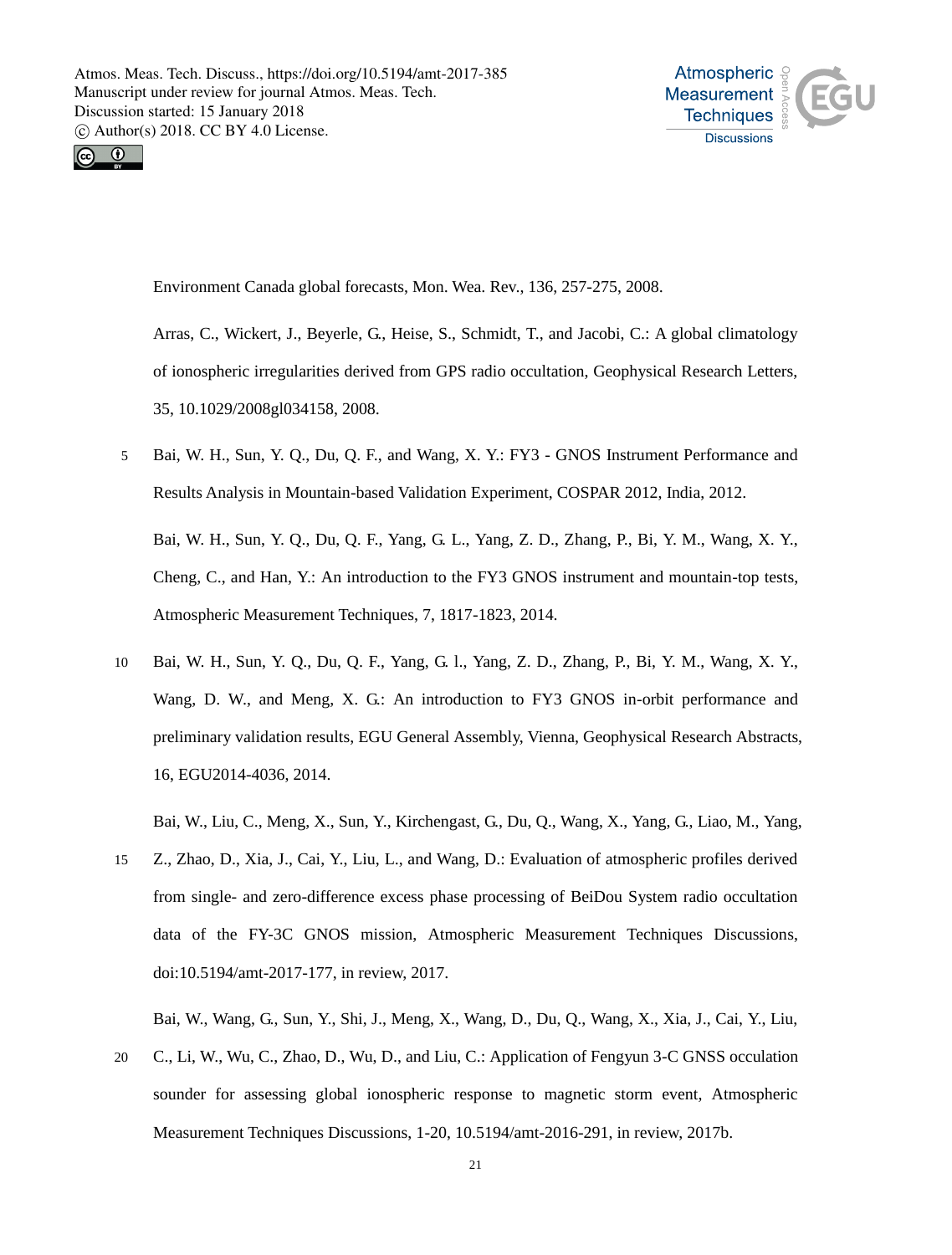Environment Canada global forecasts, Mon. Wea. Rev., 136, 257-275, 2008.

Arras, C., Wickert, J., Beyerle, G., Heise, S., Schmidt, T., and Jacobi, C.: A global climatology of ionospheric irregularities derived from GPS radio occultation, Geophysical Research Letters, 35, 10.1029/2008gl034158, 2008.

Bai, W. H., Sun, Y. Q., Du, Q. F., and Wang, X. Y.: FY3 - GNOS Instrument Performance and Results Analysis in Mountain-based Validation Experiment, COSPAR 2012, India, 2012.

Bai, W. H., Sun, Y. Q., Du, Q. F., Yang, G. L., Yang, Z. D., Zhang, P., Bi, Y. M., Wang, X. Y., Cheng, C., and Han, Y.: An introduction to the FY3 GNOS instrument and mountain-top tests, Atmospheric Measurement Techniques, 7, 1817-1823, 2014.

Bai, W. H., Sun, Y. Q., Du, Q. F., Yang, G. l., Yang, Z. D., Zhang, P., Bi, Y. M., Wang, X. Y., Wang, D. W., and Meng, X. G.: An introduction to FY3 GNOS in-orbit performance and preliminary validation results, EGU General Assembly, Vienna, Geophysical Research Abstracts, 16, EGU2014-4036, 2014.

Bai, W., Liu, C., Meng, X., Sun, Y., Kirchengast, G., Du, Q., Wang, X., Yang, G., Liao, M., Yang, Z., Zhao, D., Xia, J., Cai, Y., Liu, L., and Wang, D.: Evaluation of atmospheric profiles derived from single- and zero-difference excess phase processing of BeiDou System radio occultation data of the FY-3C GNOS mission, Atmospheric Measurement Techniques Discussions, doi:10.5194/amt-2017-177, in review, 2017.

Bai, W., Wang, G., Sun, Y., Shi, J., Meng, X., Wang, D., Du, Q., Wang, X., Xia, J., Cai, Y., Liu, C., Li, W., Wu, C., Zhao, D., Wu, D., and Liu, C.: Application of Fengyun 3-C GNSS occulation sounder for assessing global ionospheric response to magnetic storm event, Atmospheric Measurement Techniques Discussions, 1-20, 10.5194/amt-2016-291, in review, 2017b.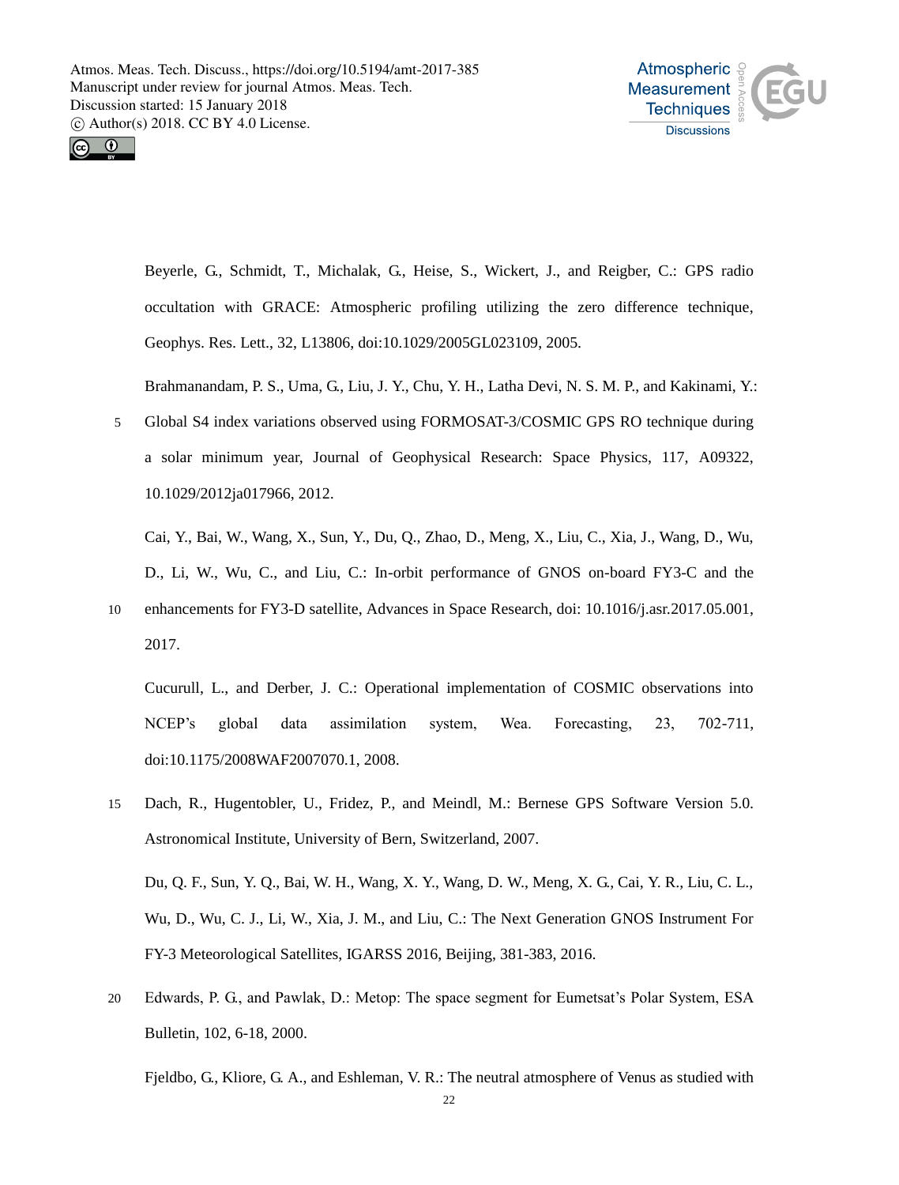Beyerle, G., Schmidt, T., Michalak, G., Heise, S., Wickert, J., and Reigber, C.: GPS radio occultation with GRACE: Atmospheric profiling utilizing the zero difference technique, Geophys. Res. Lett., 32, L13806, doi:10.1029/2005GL023109, 2005.

Brahmanandam, P. S., Uma, G., Liu, J. Y., Chu, Y. H., Latha Devi, N. S. M. P., and Kakinami, Y.: Global S4 index variations observed using FORMOSAT-3/COSMIC GPS RO technique during a solar minimum year, Journal of Geophysical Research: Space Physics, 117, A09322, 10.1029/2012ja017966, 2012.

Cai, Y., Bai, W., Wang, X., Sun, Y., Du, Q., Zhao, D., Meng, X., Liu, C., Xia, J., Wang, D., Wu, D., Li, W., Wu, C., and Liu, C.: In-orbit performance of GNOS on-board FY3-C and the enhancements for FY3-D satellite, Advances in Space Research, doi: 10.1016/j.asr.2017.05.001, 2017.

Cucurull, L., and Derber, J. C.: Operational implementation of COSMIC observations into NCEP's global data assimilation system, Wea. Forecasting, 23, 702-711, doi:10.1175/2008WAF2007070.1, 2008.

Dach, R., Hugentobler, U., Fridez, P., and Meindl, M.: Bernese GPS Software Version 5.0. Astronomical Institute, University of Bern, Switzerland, 2007.

Du, Q. F., Sun, Y. Q., Bai, W. H., Wang, X. Y., Wang, D. W., Meng, X. G., Cai, Y. R., Liu, C. L., Wu, D., Wu, C. J., Li, W., Xia, J. M., and Liu, C.: The Next Generation GNOS Instrument For FY-3 Meteorological Satellites, IGARSS 2016, Beijing, 381-383, 2016.

Edwards, P. G., and Pawlak, D.: Metop: The space segment for Eumetsat's Polar System, ESA Bulletin, 102, 6-18, 2000.

Fjeldbo, G., Kliore, G. A., and Eshleman, V. R.: The neutral atmosphere of Venus as studied with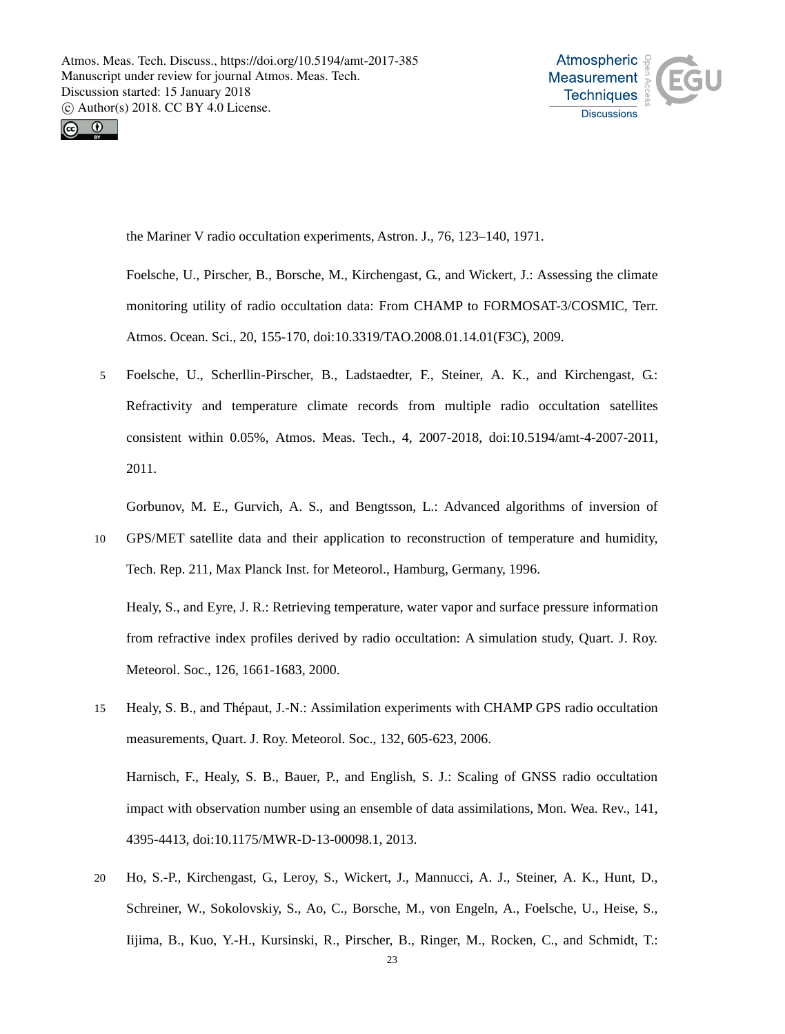the Mariner V radio occultation experiments, Astron. J., 76, 123–140, 1971.

Foelsche, U., Pirscher, B., Borsche, M., Kirchengast, G., and Wickert, J.: Assessing the climate monitoring utility of radio occultation data: From CHAMP to FORMOSAT-3/COSMIC, Terr. Atmos. Ocean. Sci., 20, 155-170, doi:10.3319/TAO.2008.01.14.01(F3C), 2009.

Foelsche, U., Scherllin-Pirscher, B., Ladstaedter, F., Steiner, A. K., and Kirchengast, G.: Refractivity and temperature climate records from multiple radio occultation satellites consistent within 0.05%, Atmos. Meas. Tech., 4, 2007-2018, doi:10.5194/amt-4-2007-2011, 2011.

Gorbunov, M. E., Gurvich, A. S., and Bengtsson, L.: Advanced algorithms of inversion of GPS/MET satellite data and their application to reconstruction of temperature and humidity, Tech. Rep. 211, Max Planck Inst. for Meteorol., Hamburg, Germany, 1996.

Healy, S., and Eyre, J. R.: Retrieving temperature, water vapor and surface pressure information from refractive index profiles derived by radio occultation: A simulation study, Quart. J. Roy. Meteorol. Soc., 126, 1661-1683, 2000.

Healy, S. B., and Thépaut, J.-N.: Assimilation experiments with CHAMP GPS radio occultation measurements, Quart. J. Roy. Meteorol. Soc., 132, 605-623, 2006.

Harnisch, F., Healy, S. B., Bauer, P., and English, S. J.: Scaling of GNSS radio occultation impact with observation number using an ensemble of data assimilations, Mon. Wea. Rev., 141, 4395-4413, doi:10.1175/MWR-D-13-00098.1, 2013.

Ho, S.-P., Kirchengast, G., Leroy, S., Wickert, J., Mannucci, A. J., Steiner, A. K., Hunt, D., Schreiner, W., Sokolovskiy, S., Ao, C., Borsche, M., von Engeln, A., Foelsche, U., Heise, S., Iijima, B., Kuo, Y.-H., Kursinski, R., Pirscher, B., Ringer, M., Rocken, C., and Schmidt, T.: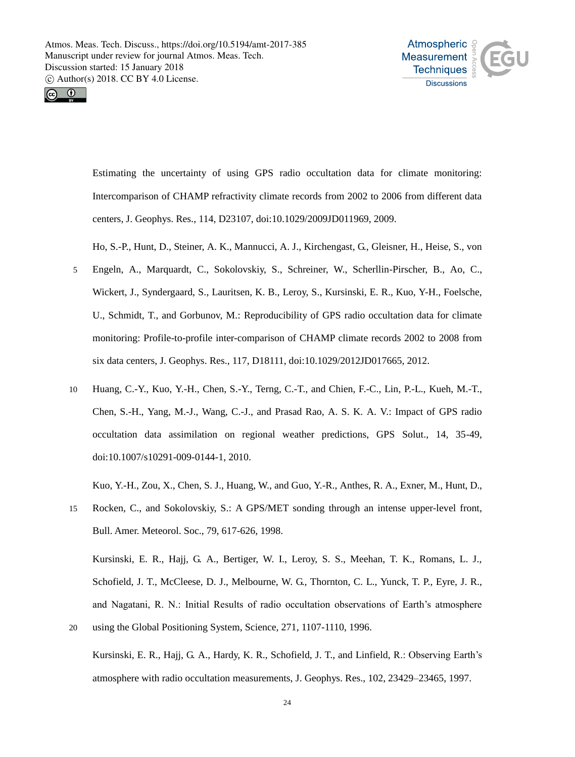Estimating the uncertainty of using GPS radio occultation data for climate monitoring: Intercomparison of CHAMP refractivity climate records from 2002 to 2006 from different data centers, J. Geophys. Res., 114, D23107, doi:10.1029/2009JD011969, 2009.

Ho, S.-P., Hunt, D., Steiner, A. K., Mannucci, A. J., Kirchengast, G., Gleisner, H., Heise, S., von Engeln, A., Marquardt, C., Sokolovskiy, S., Schreiner, W., Scherllin-Pirscher, B., Ao, C., Wickert, J., Syndergaard, S., Lauritsen, K. B., Leroy, S., Kursinski, E. R., Kuo, Y-H., Foelsche, U., Schmidt, T., and Gorbunov, M.: Reproducibility of GPS radio occultation data for climate monitoring: Profile-to-profile inter-comparison of CHAMP climate records 2002 to 2008 from six data centers, J. Geophys. Res., 117, D18111, doi:10.1029/2012JD017665, 2012.

Huang, C.-Y., Kuo, Y.-H., Chen, S.-Y., Terng, C.-T., and Chien, F.-C., Lin, P.-L., Kueh, M.-T., Chen, S.-H., Yang, M.-J., Wang, C.-J., and Prasad Rao, A. S. K. A. V.: Impact of GPS radio occultation data assimilation on regional weather predictions, GPS Solut., 14, 35-49, doi:10.1007/s10291-009-0144-1, 2010.

Kuo, Y.-H., Zou, X., Chen, S. J., Huang, W., and Guo, Y.-R., Anthes, R. A., Exner, M., Hunt, D., Rocken, C., and Sokolovskiy, S.: A GPS/MET sonding through an intense upper-level front, Bull. Amer. Meteorol. Soc., 79, 617-626, 1998.

Kursinski, E. R., Hajj, G. A., Bertiger, W. I., Leroy, S. S., Meehan, T. K., Romans, L. J., Schofield, J. T., McCleese, D. J., Melbourne, W. G., Thornton, C. L., Yunck, T. P., Eyre, J. R., and Nagatani, R. N.: Initial Results of radio occultation observations of Earth's atmosphere using the Global Positioning System, Science, 271, 1107-1110, 1996.

Kursinski, E. R., Hajj, G. A., Hardy, K. R., Schofield, J. T., and Linfield, R.: Observing Earth's atmosphere with radio occultation measurements, J. Geophys. Res., 102, 23429–23465, 1997.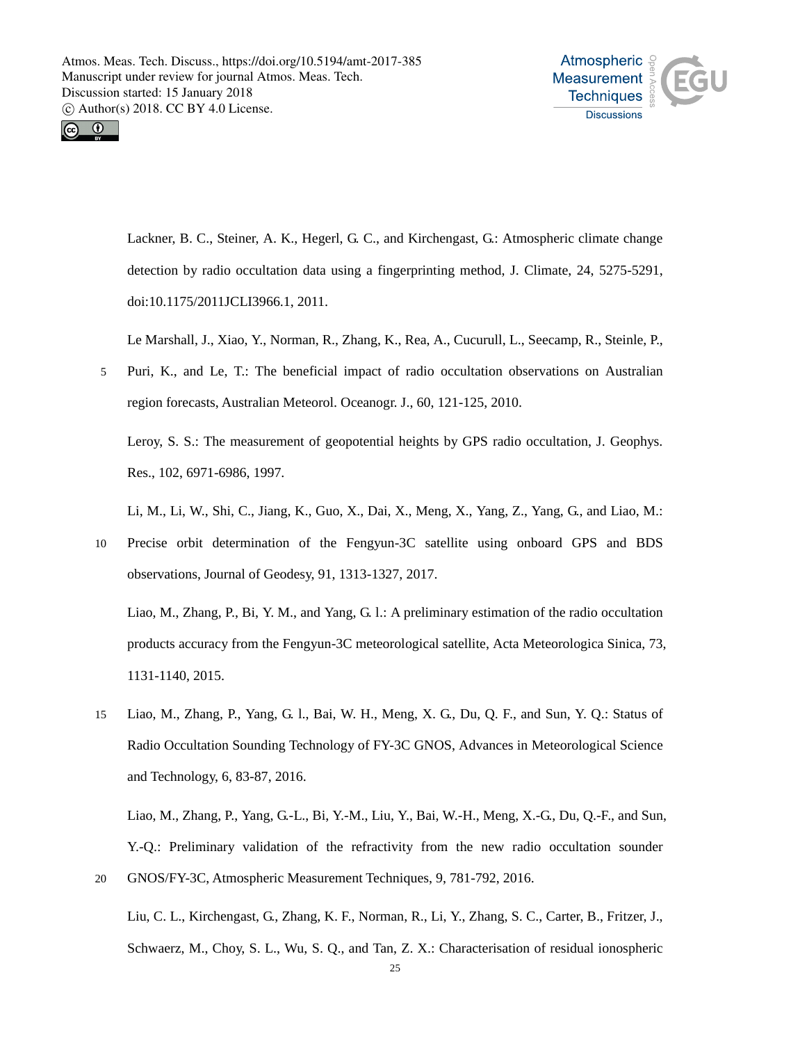Lackner, B. C., Steiner, A. K., Hegerl, G. C., and Kirchengast, G.: Atmospheric climate change detection by radio occultation data using a fingerprinting method, J. Climate, 24, 5275-5291, doi:10.1175/2011JCLI3966.1, 2011.

Le Marshall, J., Xiao, Y., Norman, R., Zhang, K., Rea, A., Cucurull, L., Seecamp, R., Steinle, P., Puri, K., and Le, T.: The beneficial impact of radio occultation observations on Australian region forecasts, Australian Meteorol. Oceanogr. J., 60, 121-125, 2010.

Leroy, S. S.: The measurement of geopotential heights by GPS radio occultation, J. Geophys. Res., 102, 6971-6986, 1997.

Li, M., Li, W., Shi, C., Jiang, K., Guo, X., Dai, X., Meng, X., Yang, Z., Yang, G., and Liao, M.: Precise orbit determination of the Fengyun-3C satellite using onboard GPS and BDS observations, Journal of Geodesy, 91, 1313-1327, 2017.

Liao, M., Zhang, P., Bi, Y. M., and Yang, G. l.: A preliminary estimation of the radio occultation products accuracy from the Fengyun-3C meteorological satellite, Acta Meteorologica Sinica, 73, 1131-1140, 2015.

Liao, M., Zhang, P., Yang, G. l., Bai, W. H., Meng, X. G., Du, Q. F., and Sun, Y. Q.: Status of Radio Occultation Sounding Technology of FY-3C GNOS, Advances in Meteorological Science and Technology, 6, 83-87, 2016.

Liao, M., Zhang, P., Yang, G.-L., Bi, Y.-M., Liu, Y., Bai, W.-H., Meng, X.-G., Du, Q.-F., and Sun, Y.-Q.: Preliminary validation of the refractivity from the new radio occultation sounder GNOS/FY-3C, Atmospheric Measurement Techniques, 9, 781-792, 2016.

Liu, C. L., Kirchengast, G., Zhang, K. F., Norman, R., Li, Y., Zhang, S. C., Carter, B., Fritzer, J., Schwaerz, M., Choy, S. L., Wu, S. Q., and Tan, Z. X.: Characterisation of residual ionospheric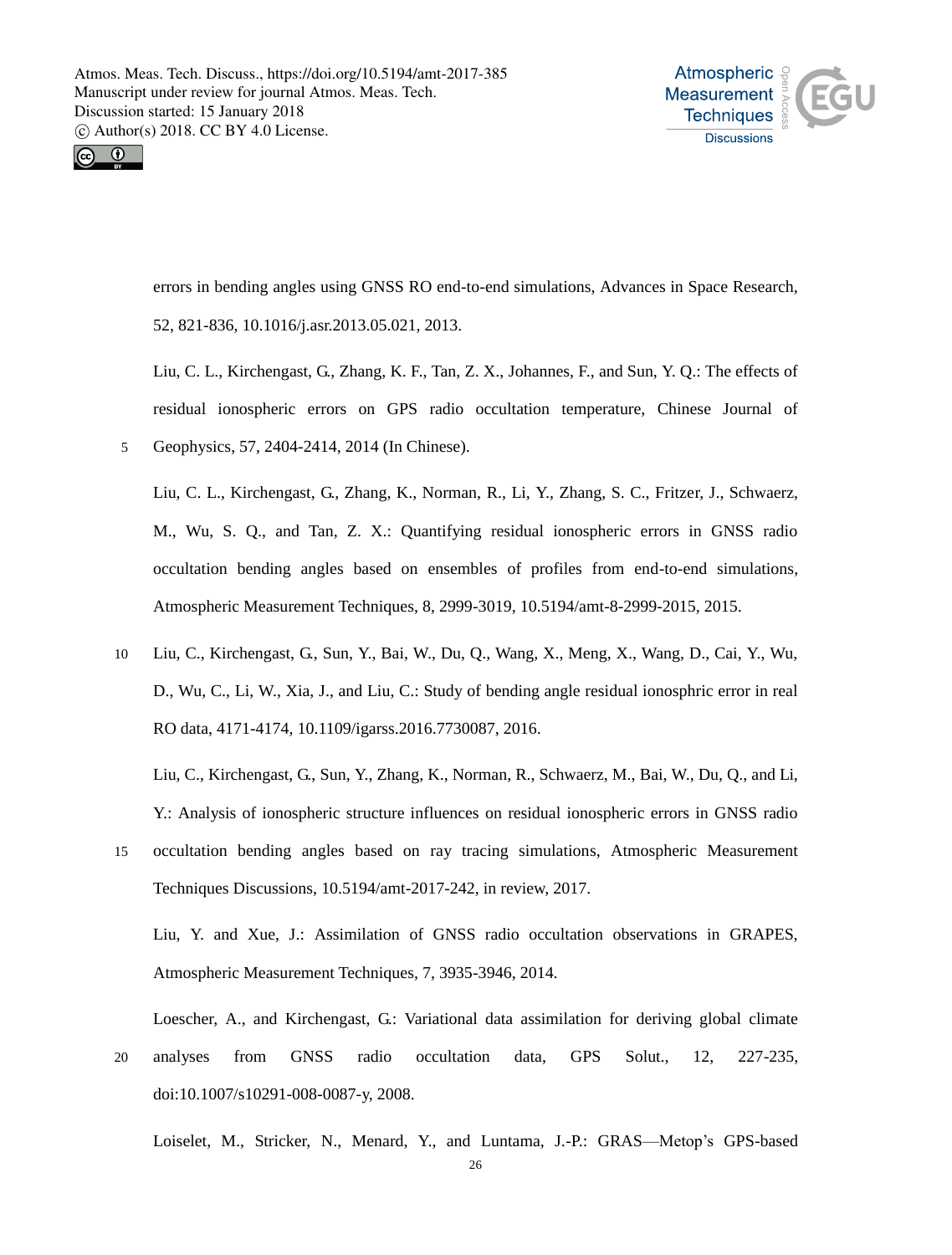errors in bending angles using GNSS RO end-to-end simulations, Advances in Space Research, 52, 821-836, 10.1016/j.asr.2013.05.021, 2013.

Liu, C. L., Kirchengast, G., Zhang, K. F., Tan, Z. X., Johannes, F., and Sun, Y. Q.: The effects of residual ionospheric errors on GPS radio occultation temperature, Chinese Journal of Geophysics, 57, 2404-2414, 2014 (In Chinese).

Liu, C. L., Kirchengast, G., Zhang, K., Norman, R., Li, Y., Zhang, S. C., Fritzer, J., Schwaerz, M., Wu, S. Q., and Tan, Z. X.: Quantifying residual ionospheric errors in GNSS radio occultation bending angles based on ensembles of profiles from end-to-end simulations, Atmospheric Measurement Techniques, 8, 2999-3019, 10.5194/amt-8-2999-2015, 2015.

Liu, C., Kirchengast, G., Sun, Y., Bai, W., Du, Q., Wang, X., Meng, X., Wang, D., Cai, Y., Wu, D., Wu, C., Li, W., Xia, J., and Liu, C.: Study of bending angle residual ionosphric error in real RO data, 4171-4174, 10.1109/igarss.2016.7730087, 2016.

Liu, C., Kirchengast, G., Sun, Y., Zhang, K., Norman, R., Schwaerz, M., Bai, W., Du, Q., and Li, Y.: Analysis of ionospheric structure influences on residual ionospheric errors in GNSS radio occultation bending angles based on ray tracing simulations, Atmospheric Measurement Techniques Discussions, 10.5194/amt-2017-242, in review, 2017.

Liu, Y. and Xue, J.: Assimilation of GNSS radio occultation observations in GRAPES, Atmospheric Measurement Techniques, 7, 3935-3946, 2014.

Loescher, A., and Kirchengast, G.: Variational data assimilation for deriving global climate analyses from GNSS radio occultation data, GPS Solut., 12, 227-235, doi:10.1007/s10291-008-0087-y, 2008.

Loiselet, M., Stricker, N., Menard, Y., and Luntama, J.-P.: GRAS—Metop's GPS-based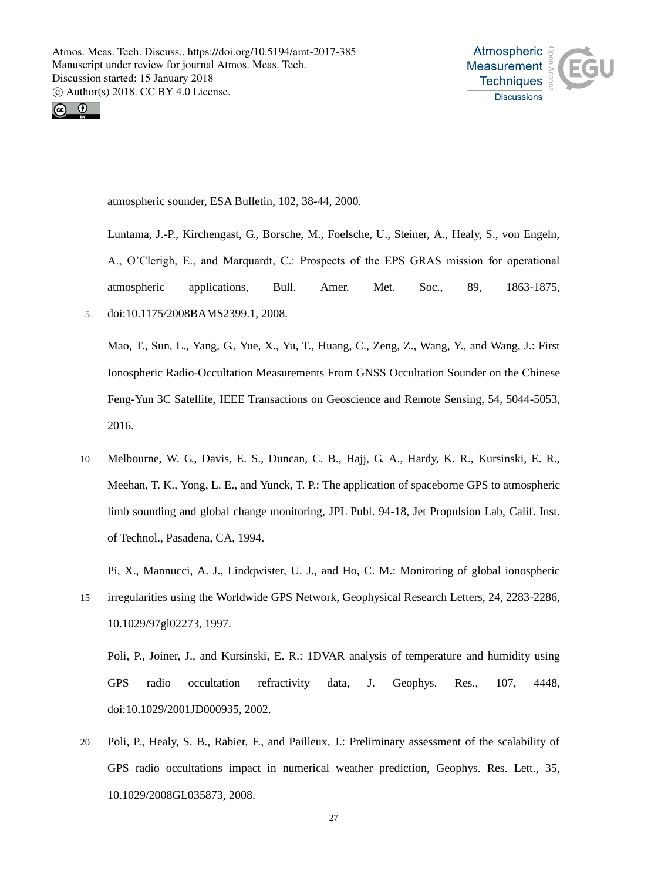atmospheric sounder, ESA Bulletin, 102, 38-44, 2000.

Luntama, J.-P., Kirchengast, G., Borsche, M., Foelsche, U., Steiner, A., Healy, S., von Engeln, A., O'Clerigh, E., and Marquardt, C.: Prospects of the EPS GRAS mission for operational atmospheric applications, Bull. Amer. Met. Soc., 89, 1863-1875, doi:10.1175/2008BAMS2399.1, 2008.

Mao, T., Sun, L., Yang, G., Yue, X., Yu, T., Huang, C., Zeng, Z., Wang, Y., and Wang, J.: First Ionospheric Radio-Occultation Measurements From GNSS Occultation Sounder on the Chinese Feng-Yun 3C Satellite, IEEE Transactions on Geoscience and Remote Sensing, 54, 5044-5053, 2016.

Melbourne, W. G., Davis, E. S., Duncan, C. B., Hajj, G. A., Hardy, K. R., Kursinski, E. R., Meehan, T. K., Yong, L. E., and Yunck, T. P.: The application of spaceborne GPS to atmospheric limb sounding and global change monitoring, JPL Publ. 94-18, Jet Propulsion Lab, Calif. Inst. of Technol., Pasadena, CA, 1994.

Pi, X., Mannucci, A. J., Lindqwister, U. J., and Ho, C. M.: Monitoring of global ionospheric irregularities using the Worldwide GPS Network, Geophysical Research Letters, 24, 2283-2286, 10.1029/97gl02273, 1997.

Poli, P., Joiner, J., and Kursinski, E. R.: 1DVAR analysis of temperature and humidity using GPS radio occultation refractivity data, J. Geophys. Res., 107, 4448, doi:10.1029/2001JD000935, 2002.

Poli, P., Healy, S. B., Rabier, F., and Pailleux, J.: Preliminary assessment of the scalability of GPS radio occultations impact in numerical weather prediction, Geophys. Res. Lett., 35, 10.1029/2008GL035873, 2008.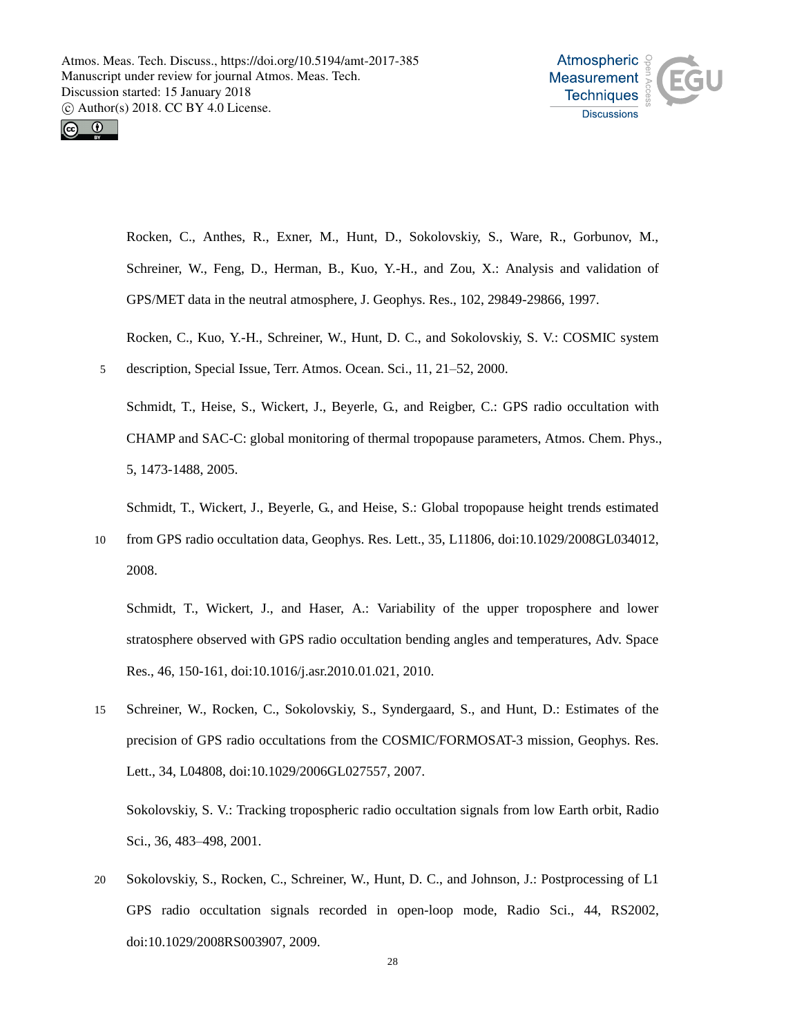Rocken, C., Anthes, R., Exner, M., Hunt, D., Sokolovskiy, S., Ware, R., Gorbunov, M., Schreiner, W., Feng, D., Herman, B., Kuo, Y.-H., and Zou, X.: Analysis and validation of GPS/MET data in the neutral atmosphere, J. Geophys. Res., 102, 29849-29866, 1997.

Rocken, C., Kuo, Y.-H., Schreiner, W., Hunt, D. C., and Sokolovskiy, S. V.: COSMIC system description, Special Issue, Terr. Atmos. Ocean. Sci., 11, 21–52, 2000.

Schmidt, T., Heise, S., Wickert, J., Beyerle, G., and Reigber, C.: GPS radio occultation with CHAMP and SAC-C: global monitoring of thermal tropopause parameters, Atmos. Chem. Phys., 5, 1473-1488, 2005.

Schmidt, T., Wickert, J., Beyerle, G., and Heise, S.: Global tropopause height trends estimated from GPS radio occultation data, Geophys. Res. Lett., 35, L11806, doi:10.1029/2008GL034012, 2008.

Schmidt, T., Wickert, J., and Haser, A.: Variability of the upper troposphere and lower stratosphere observed with GPS radio occultation bending angles and temperatures, Adv. Space Res., 46, 150-161, doi:10.1016/j.asr.2010.01.021, 2010.

Schreiner, W., Rocken, C., Sokolovskiy, S., Syndergaard, S., and Hunt, D.: Estimates of the precision of GPS radio occultations from the COSMIC/FORMOSAT-3 mission, Geophys. Res. Lett., 34, L04808, doi:10.1029/2006GL027557, 2007.

Sokolovskiy, S. V.: Tracking tropospheric radio occultation signals from low Earth orbit, Radio Sci., 36, 483–498, 2001.

Sokolovskiy, S., Rocken, C., Schreiner, W., Hunt, D. C., and Johnson, J.: Postprocessing of L1 GPS radio occultation signals recorded in open-loop mode, Radio Sci., 44, RS2002, doi:10.1029/2008RS003907, 2009.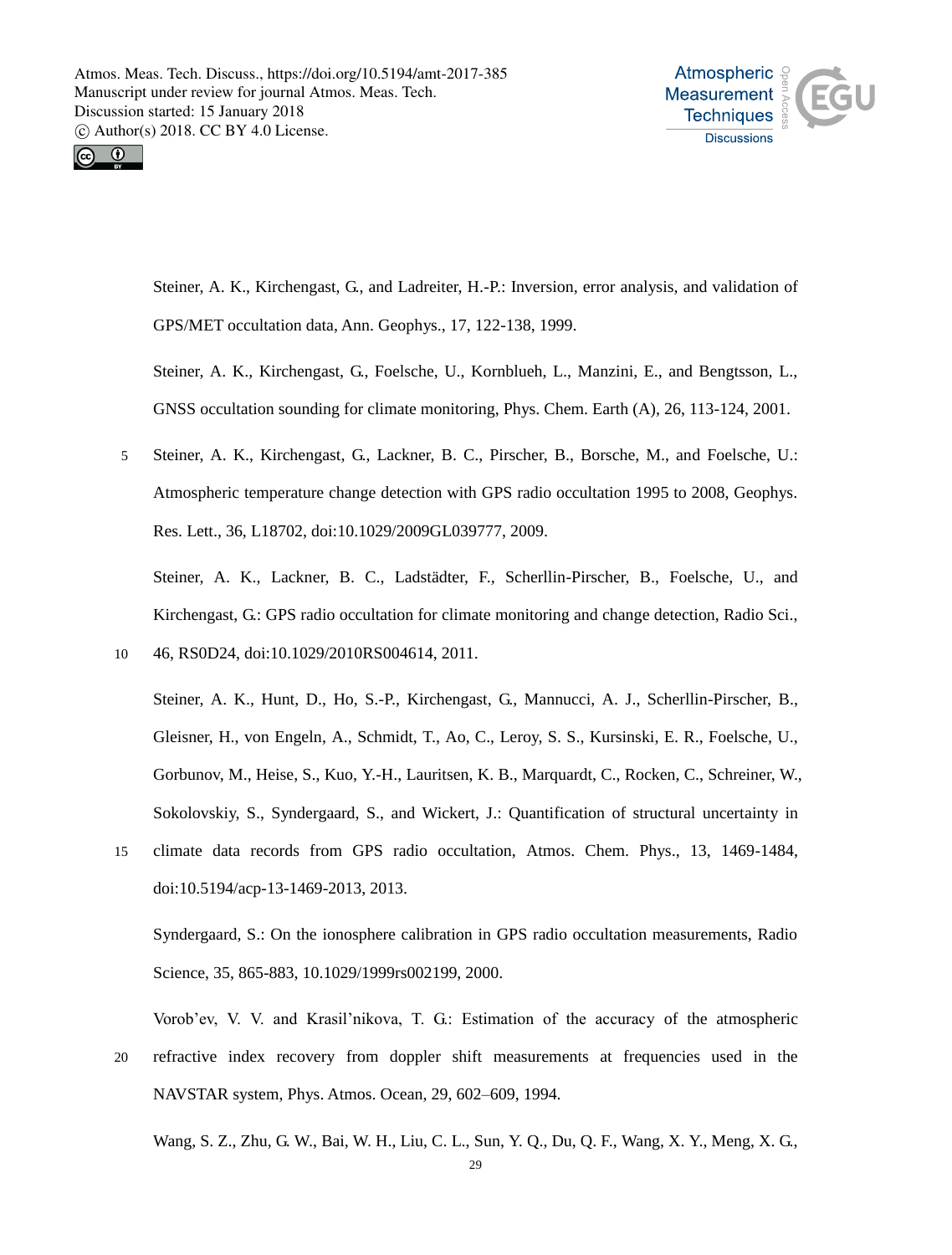Steiner, A. K., Kirchengast, G., and Ladreiter, H.-P.: Inversion, error analysis, and validation of GPS/MET occultation data, Ann. Geophys., 17, 122-138, 1999.

Steiner, A. K., Kirchengast, G., Foelsche, U., Kornblueh, L., Manzini, E., and Bengtsson, L., GNSS occultation sounding for climate monitoring, Phys. Chem. Earth (A), 26, 113-124, 2001.

Steiner, A. K., Kirchengast, G., Lackner, B. C., Pirscher, B., Borsche, M., and Foelsche, U.: Atmospheric temperature change detection with GPS radio occultation 1995 to 2008, Geophys. Res. Lett., 36, L18702, doi:10.1029/2009GL039777, 2009.

Steiner, A. K., Lackner, B. C., Ladstädter, F., Scherllin-Pirscher, B., Foelsche, U., and Kirchengast, G.: GPS radio occultation for climate monitoring and change detection, Radio Sci., 46, RS0D24, doi:10.1029/2010RS004614, 2011.

Steiner, A. K., Hunt, D., Ho, S.-P., Kirchengast, G., Mannucci, A. J., Scherllin-Pirscher, B., Gleisner, H., von Engeln, A., Schmidt, T., Ao, C., Leroy, S. S., Kursinski, E. R., Foelsche, U., Gorbunov, M., Heise, S., Kuo, Y.-H., Lauritsen, K. B., Marquardt, C., Rocken, C., Schreiner, W., Sokolovskiy, S., Syndergaard, S., and Wickert, J.: Quantification of structural uncertainty in climate data records from GPS radio occultation, Atmos. Chem. Phys., 13, 1469-1484, doi:10.5194/acp-13-1469-2013, 2013.

Syndergaard, S.: On the ionosphere calibration in GPS radio occultation measurements, Radio Science, 35, 865-883, 10.1029/1999rs002199, 2000.

Vorob'ev, V. V. and Krasil'nikova, T. G.: Estimation of the accuracy of the atmospheric refractive index recovery from doppler shift measurements at frequencies used in the NAVSTAR system, Phys. Atmos. Ocean, 29, 602–609, 1994.

Wang, S. Z., Zhu, G. W., Bai, W. H., Liu, C. L., Sun, Y. Q., Du, Q. F., Wang, X. Y., Meng, X. G.,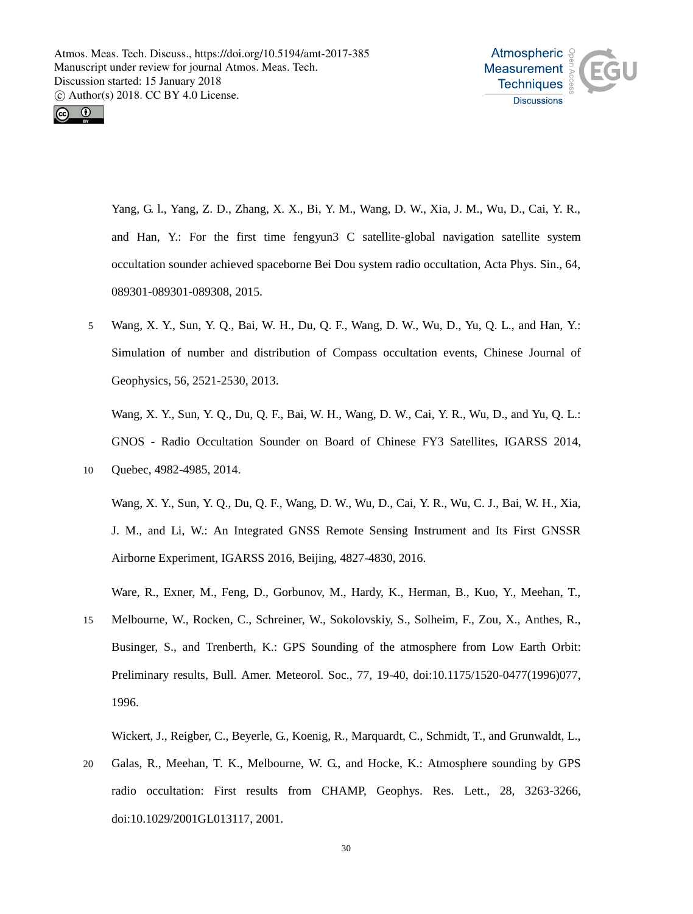Yang, G. l., Yang, Z. D., Zhang, X. X., Bi, Y. M., Wang, D. W., Xia, J. M., Wu, D., Cai, Y. R., and Han, Y.: For the first time fengyun3 C satellite-global navigation satellite system occultation sounder achieved spaceborne Bei Dou system radio occultation, Acta Phys. Sin., 64, 089301-089301-089308, 2015.

Wang, X. Y., Sun, Y. Q., Bai, W. H., Du, Q. F., Wang, D. W., Wu, D., Yu, Q. L., and Han, Y.: Simulation of number and distribution of Compass occultation events, Chinese Journal of Geophysics, 56, 2521-2530, 2013.

Wang, X. Y., Sun, Y. Q., Du, Q. F., Bai, W. H., Wang, D. W., Cai, Y. R., Wu, D., and Yu, Q. L.: GNOS - Radio Occultation Sounder on Board of Chinese FY3 Satellites, IGARSS 2014, Quebec, 4982-4985, 2014.

Wang, X. Y., Sun, Y. Q., Du, Q. F., Wang, D. W., Wu, D., Cai, Y. R., Wu, C. J., Bai, W. H., Xia, J. M., and Li, W.: An Integrated GNSS Remote Sensing Instrument and Its First GNSSR Airborne Experiment, IGARSS 2016, Beijing, 4827-4830, 2016.

Ware, R., Exner, M., Feng, D., Gorbunov, M., Hardy, K., Herman, B., Kuo, Y., Meehan, T., Melbourne, W., Rocken, C., Schreiner, W., Sokolovskiy, S., Solheim, F., Zou, X., Anthes, R., Businger, S., and Trenberth, K.: GPS Sounding of the atmosphere from Low Earth Orbit: Preliminary results, Bull. Amer. Meteorol. Soc., 77, 19-40, doi:10.1175/1520-0477(1996)077, 1996.

Wickert, J., Reigber, C., Beyerle, G., Koenig, R., Marquardt, C., Schmidt, T., and Grunwaldt, L., Galas, R., Meehan, T. K., Melbourne, W. G., and Hocke, K.: Atmosphere sounding by GPS radio occultation: First results from CHAMP, Geophys. Res. Lett., 28, 3263-3266, doi:10.1029/2001GL013117, 2001.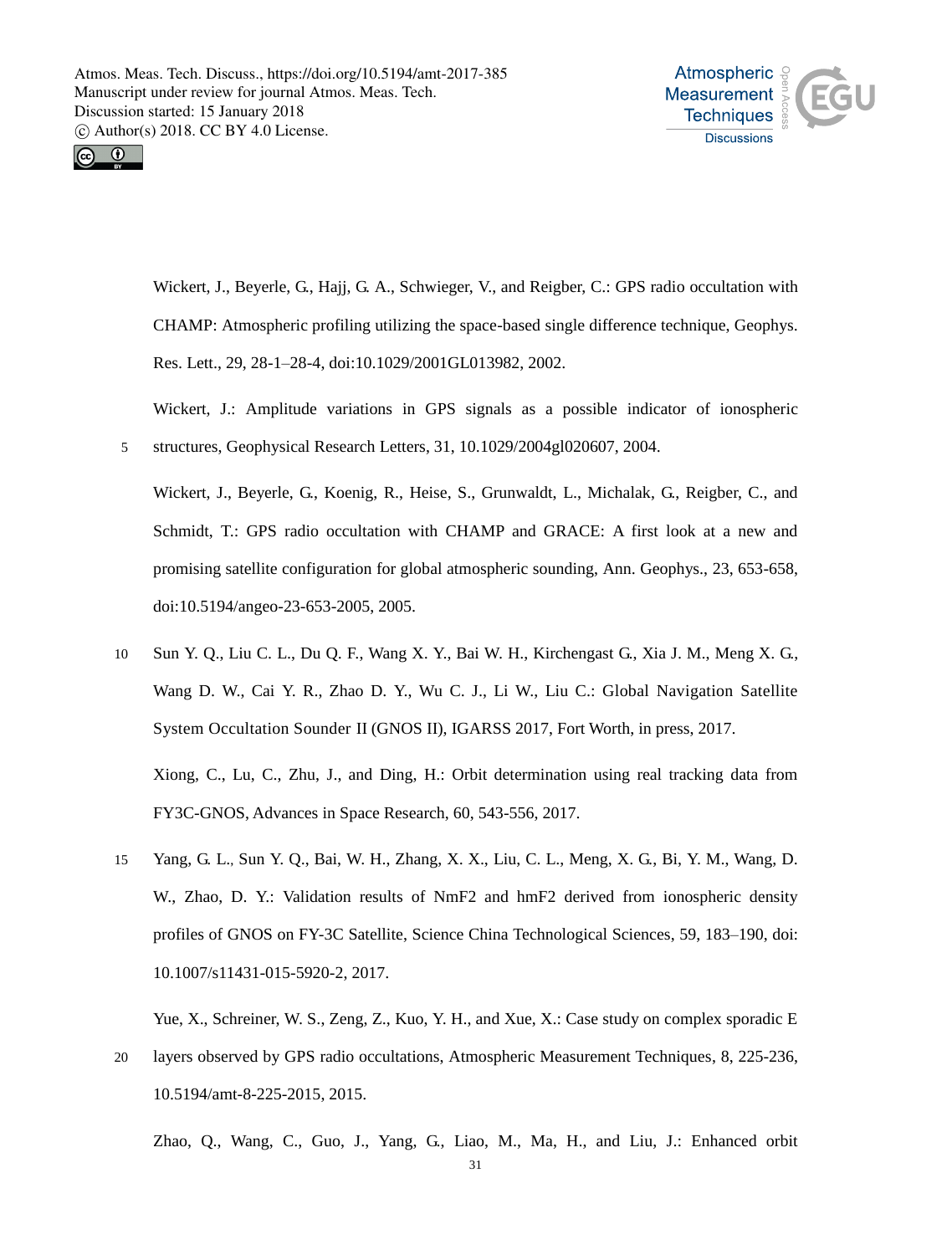Wickert, J., Beyerle, G., Hajj, G. A., Schwieger, V., and Reigber, C.: GPS radio occultation with CHAMP: Atmospheric profiling utilizing the space-based single difference technique, Geophys. Res. Lett., 29, 28-1–28-4, doi:10.1029/2001GL013982, 2002.

Wickert, J.: Amplitude variations in GPS signals as a possible indicator of ionospheric structures, Geophysical Research Letters, 31, 10.1029/2004gl020607, 2004.

Wickert, J., Beyerle, G., Koenig, R., Heise, S., Grunwaldt, L., Michalak, G., Reigber, C., and Schmidt, T.: GPS radio occultation with CHAMP and GRACE: A first look at a new and promising satellite configuration for global atmospheric sounding, Ann. Geophys., 23, 653-658, doi:10.5194/angeo-23-653-2005, 2005.

Sun Y. Q., Liu C. L., Du Q. F., Wang X. Y., Bai W. H., Kirchengast G., Xia J. M., Meng X. G., Wang D. W., Cai Y. R., Zhao D. Y., Wu C. J., Li W., Liu C.: Global Navigation Satellite System Occultation Sounder II (GNOS II), IGARSS 2017, Fort Worth, in press, 2017.

Xiong, C., Lu, C., Zhu, J., and Ding, H.: Orbit determination using real tracking data from FY3C-GNOS, Advances in Space Research, 60, 543-556, 2017.

Yang, G. L., Sun Y. Q., Bai, W. H., Zhang, X. X., Liu, C. L., Meng, X. G., Bi, Y. M., Wang, D. W., Zhao, D. Y.: Validation results of NmF2 and hmF2 derived from ionospheric density profiles of GNOS on FY-3C Satellite, Science China Technological Sciences, 59, 183–190, doi: 10.1007/s11431-015-5920-2, 2017.

Yue, X., Schreiner, W. S., Zeng, Z., Kuo, Y. H., and Xue, X.: Case study on complex sporadic E layers observed by GPS radio occultations, Atmospheric Measurement Techniques, 8, 225-236, 10.5194/amt-8-225-2015, 2015.

Zhao, Q., Wang, C., Guo, J., Yang, G., Liao, M., Ma, H., and Liu, J.: Enhanced orbit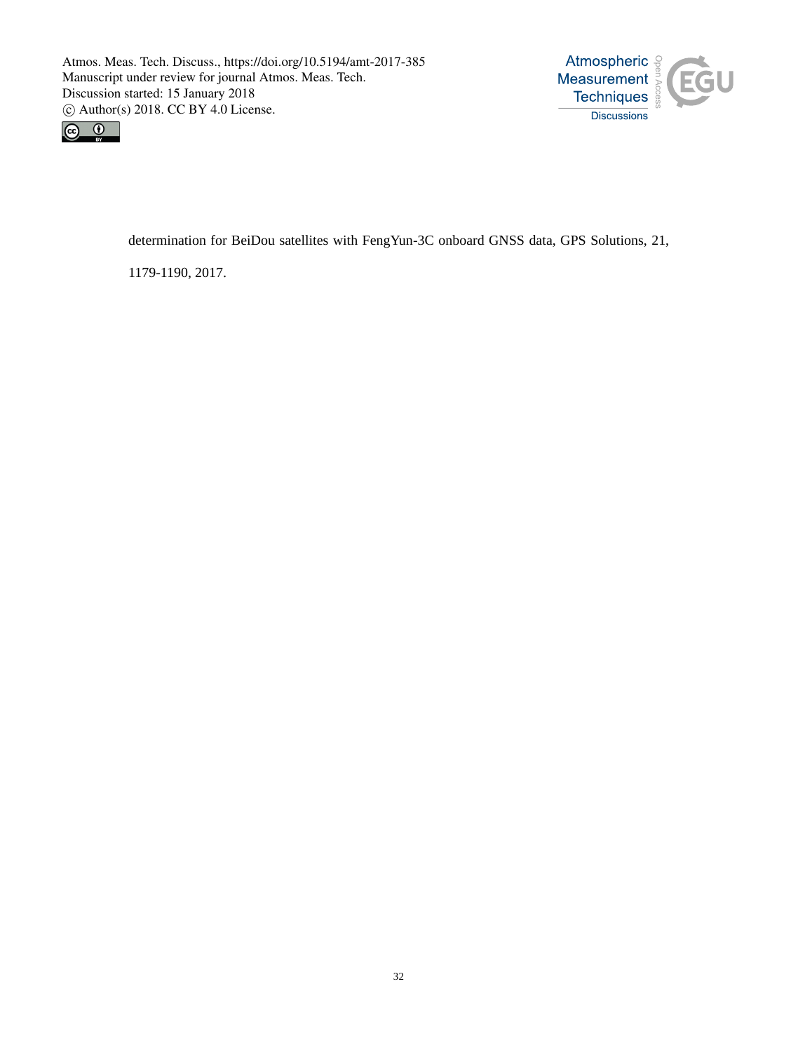determination for BeiDou satellites with FengYun-3C onboard GNSS data, GPS Solutions, 21, 1179-1190, 2017.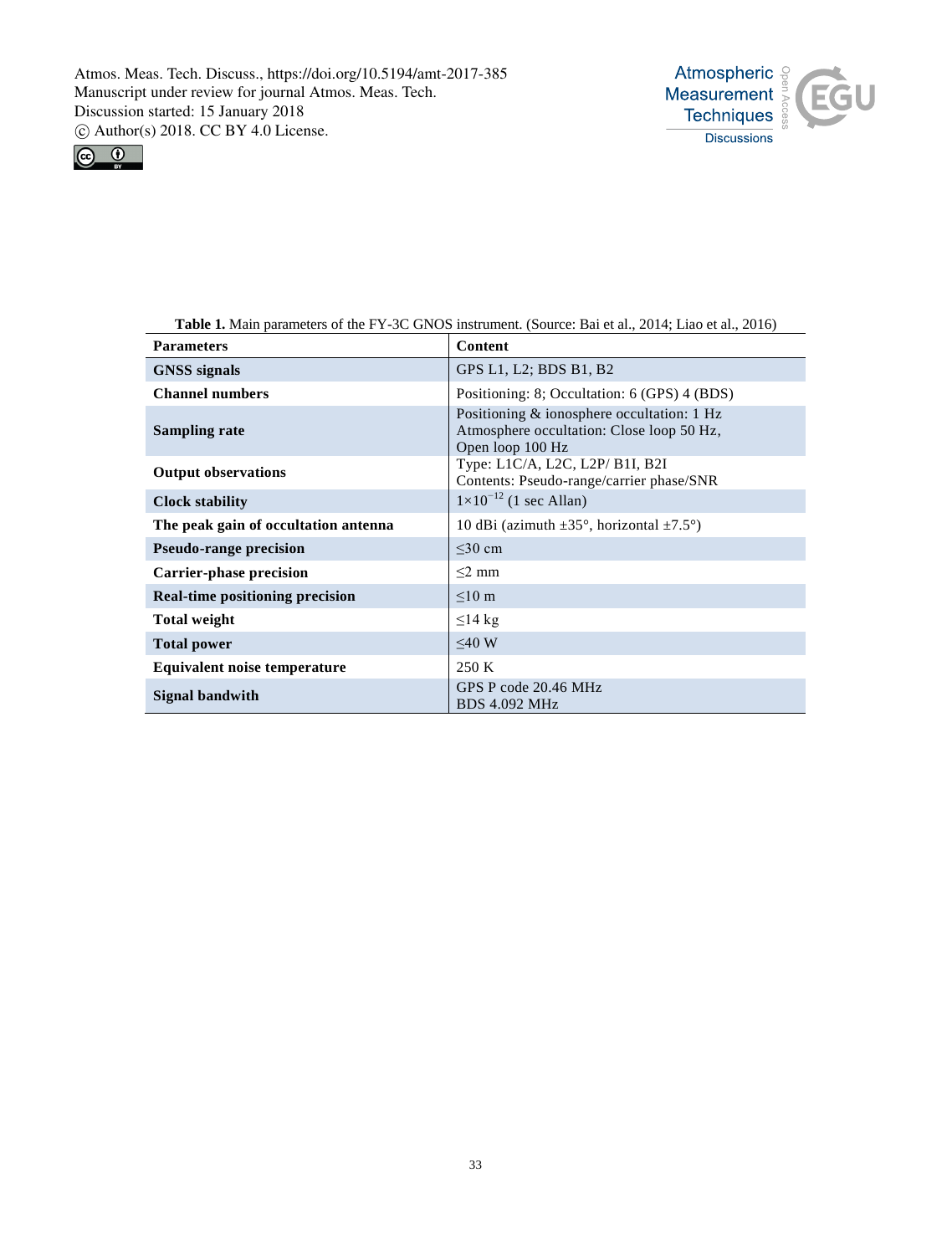**Table 1.** Main parameters of the FY-3C GNOS instrument. (Source: Bai et al., 2014; Liao et al., 2016)

| Parameters | Content |
|---|---|
| **GNSS signals** | GPS L1, L2; BDS B1, B2 |
| **Channel numbers** | Positioning: 8; Occultation: 6 (GPS) 4 (BDS) |
| **Sampling rate** | Positioning & ionosphere occultation: 1 Hz<br>Atmosphere occultation: Close loop 50 Hz,<br>Open loop 100 Hz |
| **Output observations** | Type: L1C/A, L2C, L2P/ B1I, B2I<br>Contents: Pseudo-range/carrier phase/SNR |
| **Clock stability** | $1\times10^{-12}$ (1 sec Allan) |
| **The peak gain of occultation antenna** | 10 dBi (azimuth ±35°, horizontal ±7.5°) |
| **Pseudo-range precision** | ≤30 cm |
| **Carrier-phase precision** | ≤2 mm |
| **Real-time positioning precision** | ≤10 m |
| **Total weight** | ≤14 kg |
| **Total power** | ≤40 W |
| **Equivalent noise temperature** | 250 K |
| **Signal bandwith** | GPS P code 20.46 MHz<br>BDS 4.092 MHz |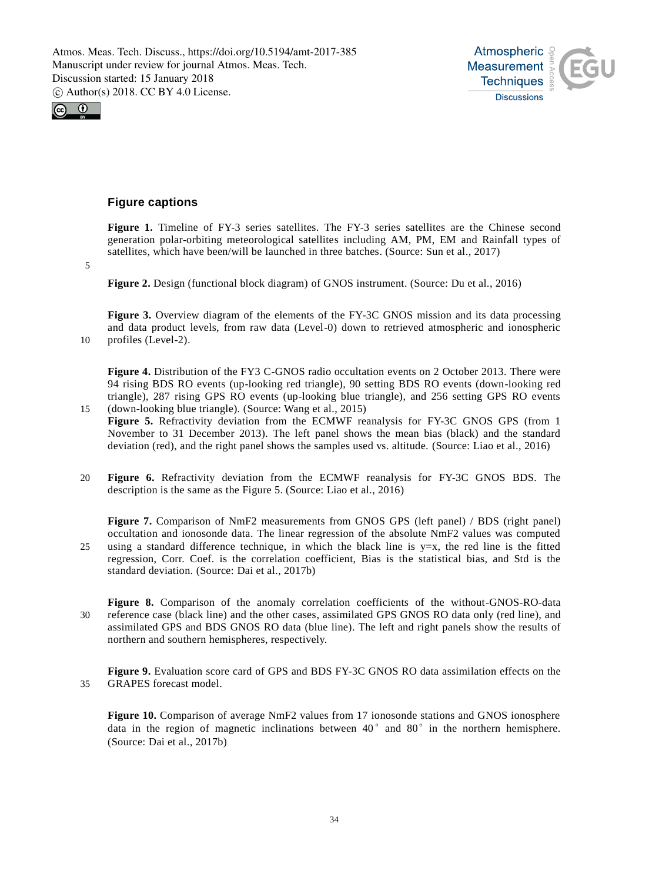## Figure captions

**Figure 1.** Timeline of FY-3 series satellites. The FY-3 series satellites are the Chinese second generation polar-orbiting meteorological satellites including AM, PM, EM and Rainfall types of satellites, which have been/will be launched in three batches. (Source: Sun et al., 2017)

**Figure 2.** Design (functional block diagram) of GNOS instrument. (Source: Du et al., 2016)

**Figure 3.** Overview diagram of the elements of the FY-3C GNOS mission and its data processing and data product levels, from raw data (Level-0) down to retrieved atmospheric and ionospheric profiles (Level-2).

**Figure 4.** Distribution of the FY3 C-GNOS radio occultation events on 2 October 2013. There were 94 rising BDS RO events (up-looking red triangle), 90 setting BDS RO events (down-looking red triangle), 287 rising GPS RO events (up-looking blue triangle), and 256 setting GPS RO events (down-looking blue triangle). (Source: Wang et al., 2015)

**Figure 5.** Refractivity deviation from the ECMWF reanalysis for FY-3C GNOS GPS (from 1 November to 31 December 2013). The left panel shows the mean bias (black) and the standard deviation (red), and the right panel shows the samples used vs. altitude. (Source: Liao et al., 2016)

**Figure 6.** Refractivity deviation from the ECMWF reanalysis for FY-3C GNOS BDS. The description is the same as the Figure 5. (Source: Liao et al., 2016)

**Figure 7.** Comparison of NmF2 measurements from GNOS GPS (left panel) / BDS (right panel) occultation and ionosonde data. The linear regression of the absolute NmF2 values was computed using a standard difference technique, in which the black line is y=x, the red line is the fitted regression, Corr. Coef. is the correlation coefficient, Bias is the statistical bias, and Std is the standard deviation. (Source: Dai et al., 2017b)

**Figure 8.** Comparison of the anomaly correlation coefficients of the without-GNOS-RO-data reference case (black line) and the other cases, assimilated GPS GNOS RO data only (red line), and assimilated GPS and BDS GNOS RO data (blue line). The left and right panels show the results of northern and southern hemispheres, respectively.

**Figure 9.** Evaluation score card of GPS and BDS FY-3C GNOS RO data assimilation effects on the GRAPES forecast model.

**Figure 10.** Comparison of average NmF2 values from 17 ionosonde stations and GNOS ionosphere data in the region of magnetic inclinations between 40° and 80° in the northern hemisphere. (Source: Dai et al., 2017b)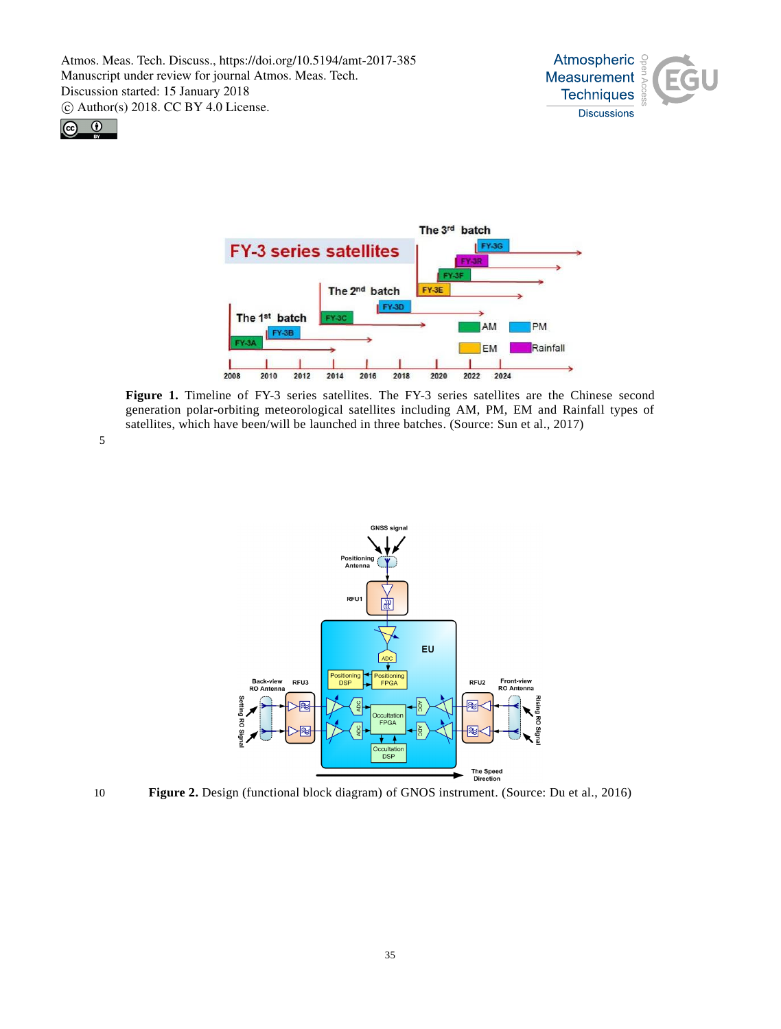**Figure 1.** Timeline of FY-3 series satellites. The FY-3 series satellites are the Chinese second generation polar-orbiting meteorological satellites including AM, PM, EM and Rainfall types of satellites, which have been/will be launched in three batches. (Source: Sun et al., 2017)

**Figure 2.** Design (functional block diagram) of GNOS instrument. (Source: Du et al., 2016)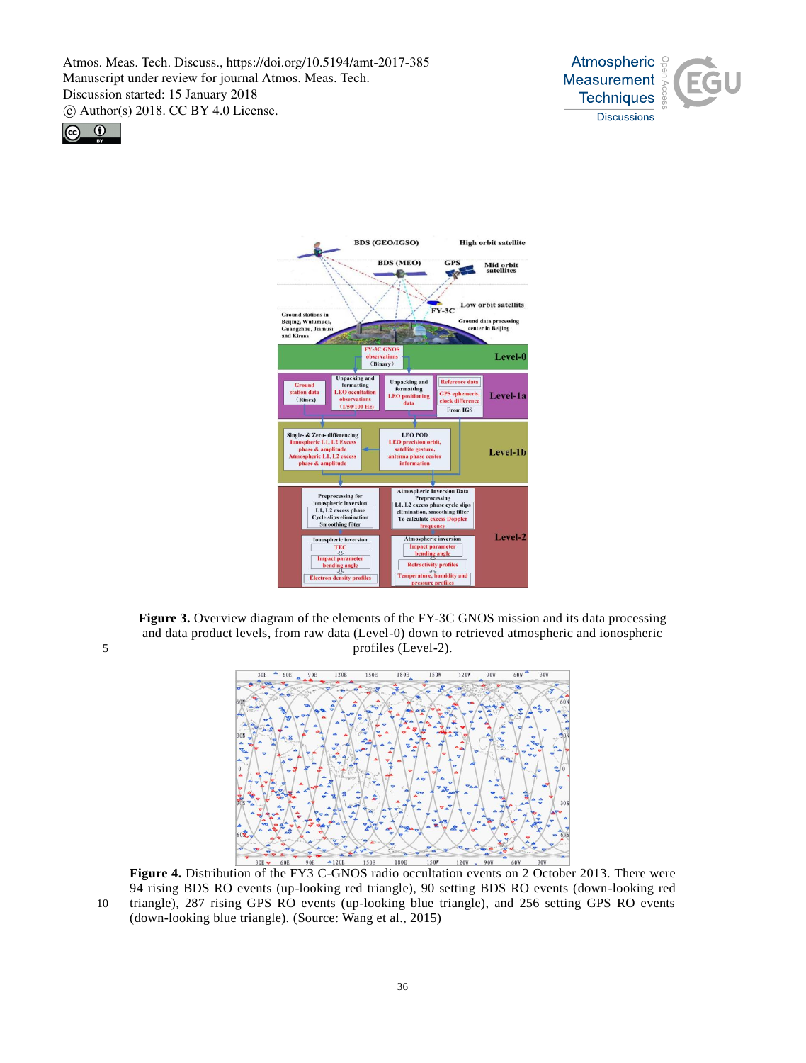**Figure 3.** Overview diagram of the elements of the FY-3C GNOS mission and its data processing and data product levels, from raw data (Level-0) down to retrieved atmospheric and ionospheric profiles (Level-2).

**Figure 4.** Distribution of the FY3 C-GNOS radio occultation events on 2 October 2013. There were 94 rising BDS RO events (up-looking red triangle), 90 setting BDS RO events (down-looking red triangle), 287 rising GPS RO events (up-looking blue triangle), and 256 setting GPS RO events (down-looking blue triangle). (Source: Wang et al., 2015)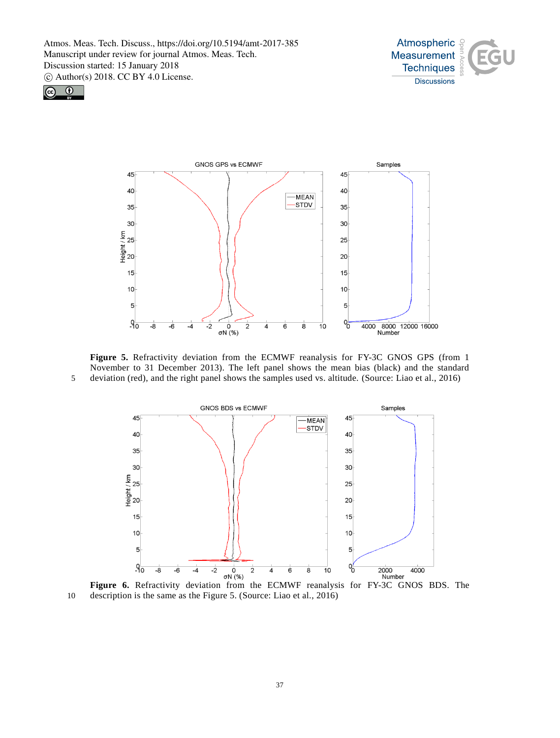**Figure 5.** Refractivity deviation from the ECMWF reanalysis for FY-3C GNOS GPS (from 1 November to 31 December 2013). The left panel shows the mean bias (black) and the standard deviation (red), and the right panel shows the samples used vs. altitude. (Source: Liao et al., 2016)

**Figure 6.** Refractivity deviation from the ECMWF reanalysis for FY-3C GNOS BDS. The description is the same as the Figure 5. (Source: Liao et al., 2016)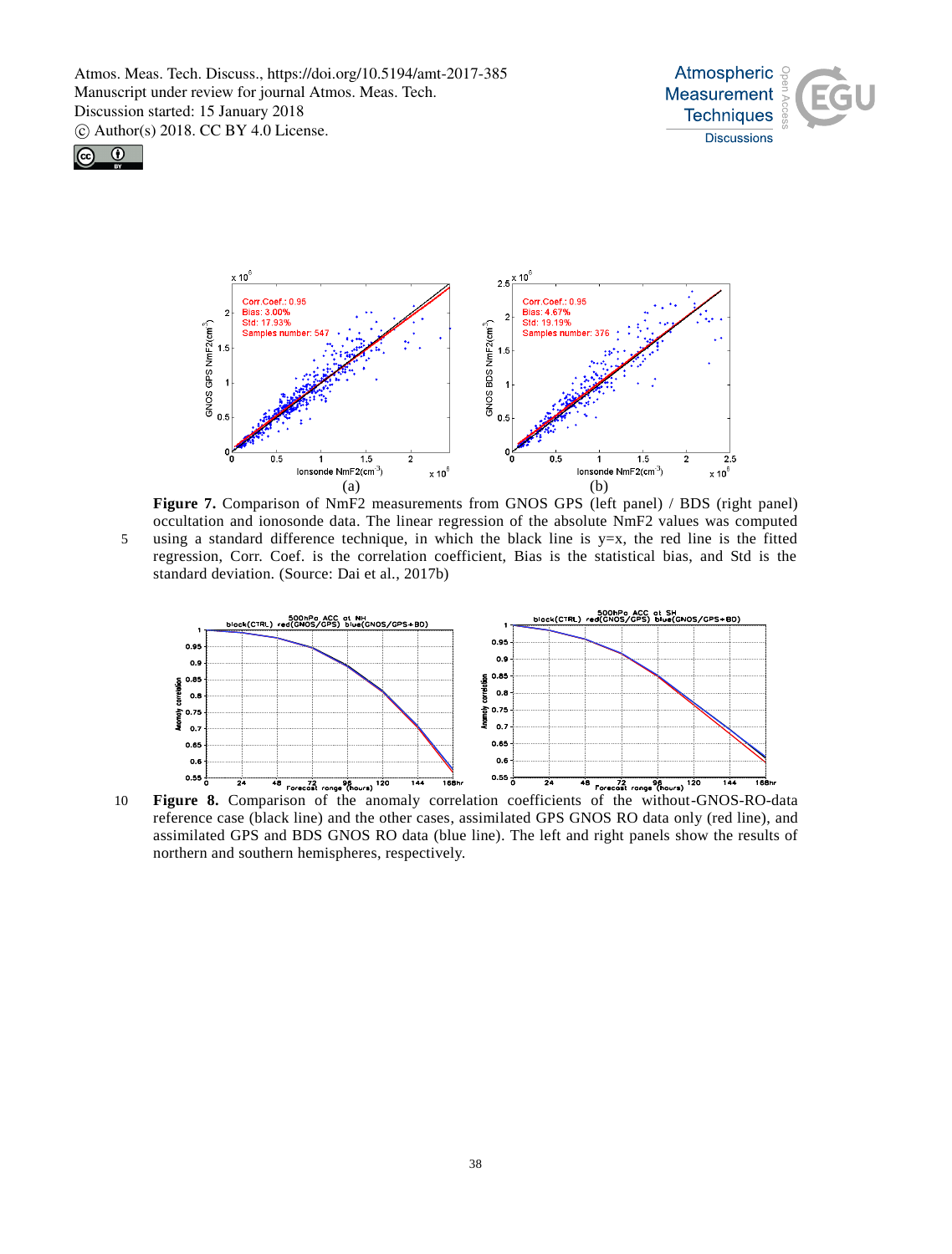**Figure 7.** Comparison of NmF2 measurements from GNOS GPS (left panel) / BDS (right panel) occultation and ionosonde data. The linear regression of the absolute NmF2 values was computed using a standard difference technique, in which the black line is y=x, the red line is the fitted regression, Corr. Coef. is the correlation coefficient, Bias is the statistical bias, and Std is the standard deviation. (Source: Dai et al., 2017b)

**Figure 8.** Comparison of the anomaly correlation coefficients of the without-GNOS-RO-data reference case (black line) and the other cases, assimilated GPS GNOS RO data only (red line), and assimilated GPS and BDS GNOS RO data (blue line). The left and right panels show the results of northern and southern hemispheres, respectively.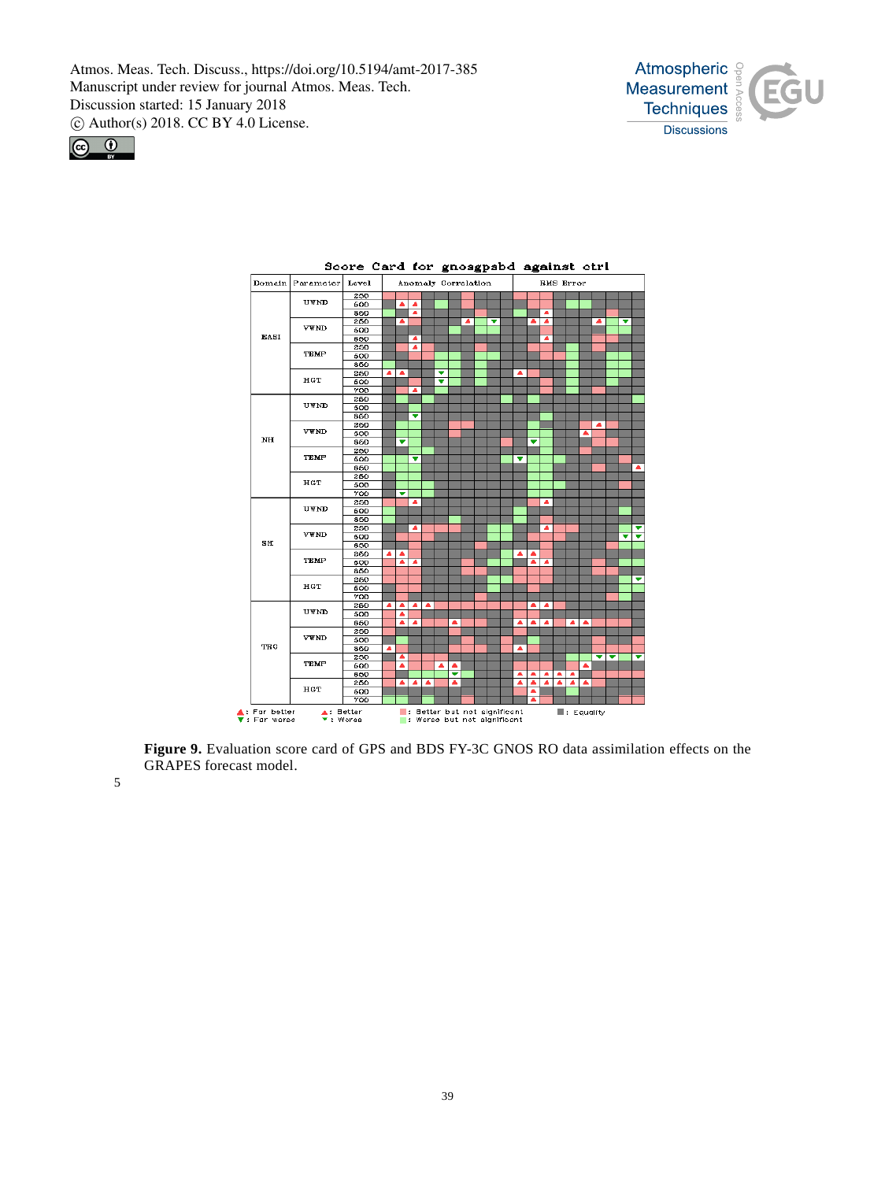Figure 9. Evaluation score card of GPS and BDS FY-3C GNOS RO data assimilation effects on the GRAPES forecast model.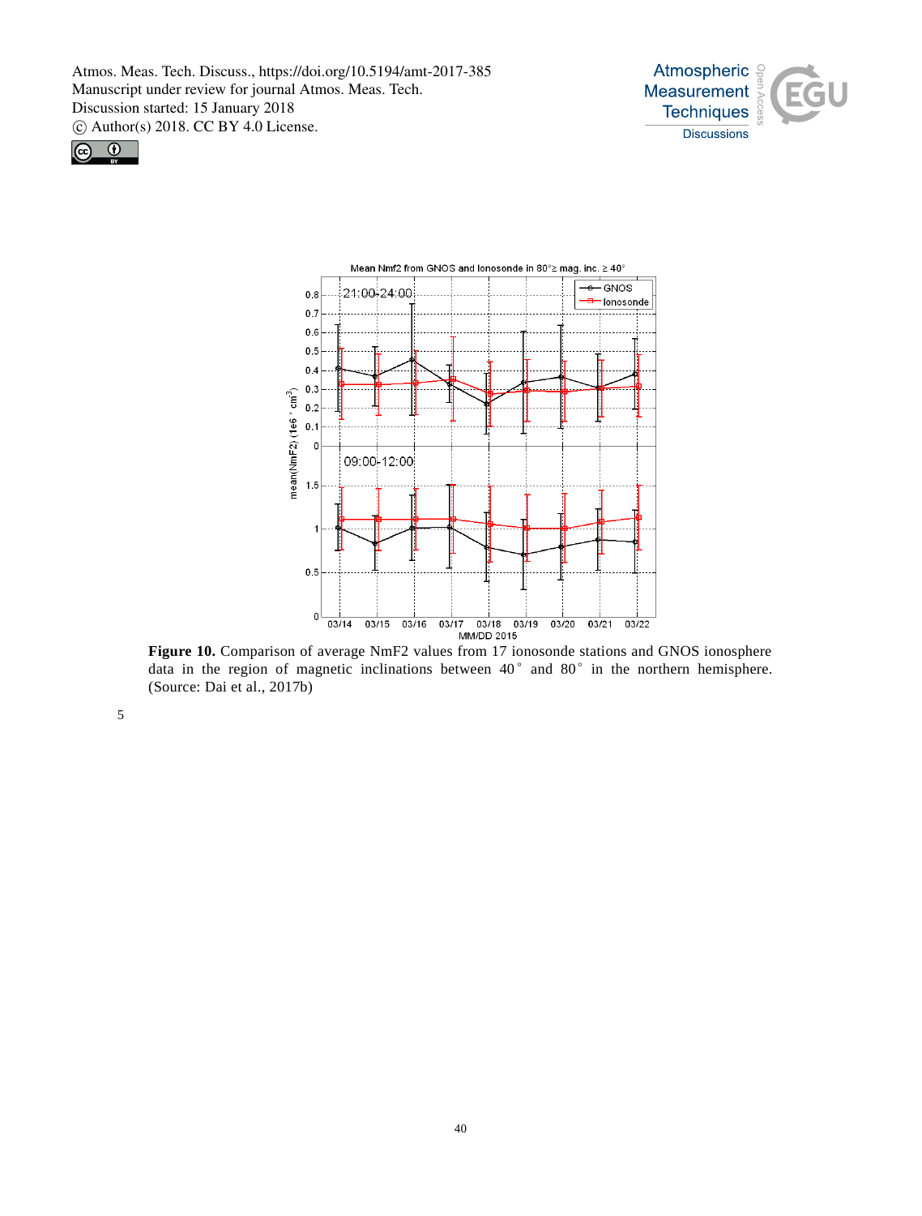Mean Nmf2 from GNOS and Ionosonde in 80°≥ mag. inc. ≥ 40°

21:00-24:00

09:00-12:00

GNOS

Ionosonde

mean(NmF2) (1e6 * cm$^3$)

0.8
0.7
0.6
0.5
0.4
0.3
0.2
0.1
0

1.5
1
0.5
0

03/14 03/15 03/16 03/17 03/18 03/19 03/20 03/21 03/22

MM/DD 2015

**Figure 10.** Comparison of average NmF2 values from 17 ionosonde stations and GNOS ionosphere data in the region of magnetic inclinations between 40° and 80° in the northern hemisphere. (Source: Dai et al., 2017b)